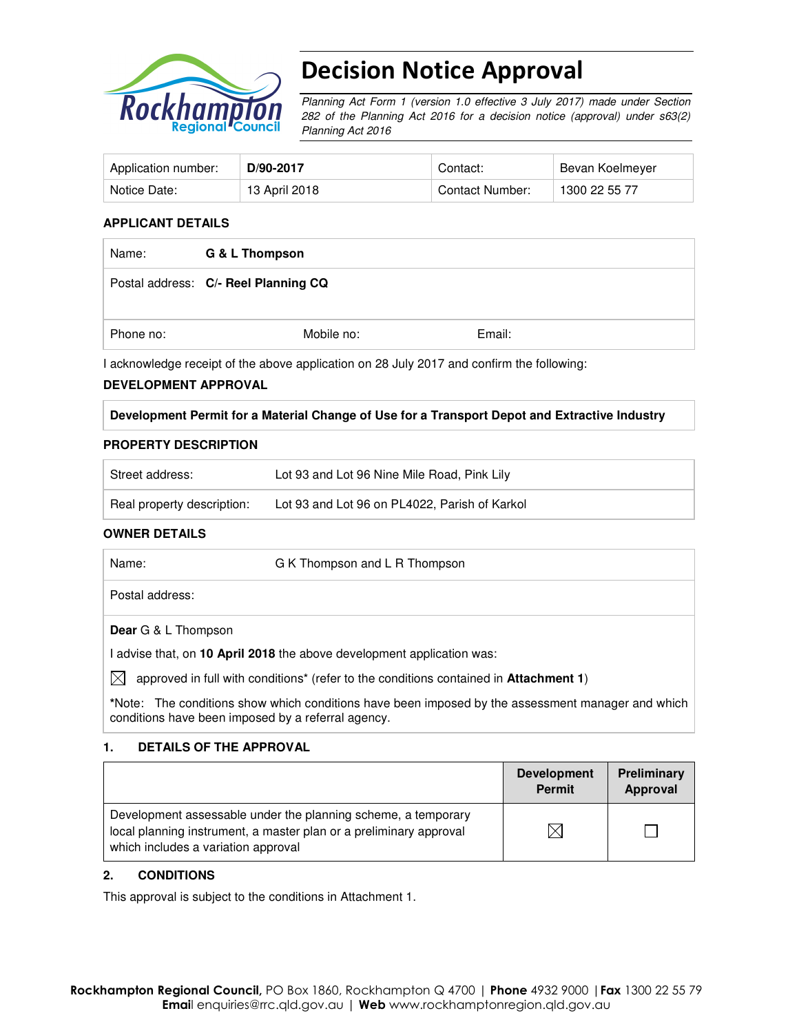# Decision Notice Approval

*Planning Act Form 1 (version 1.0 effective 3 July 2017) made under Section 282 of the Planning Act 2016 for a decision notice (approval) under s63(2) Planning Act 2016*

| Application number: | **D/90-2017** | Contact: | Bevan Koelmeyer |
|---|---|---|---|
| Notice Date: | 13 April 2018 | Contact Number: | 1300 22 55 77 |

### APPLICANT DETAILS

| | | |
|---|---|---|
| Name: **G & L Thompson** | | |
| Postal address: **C/- Reel Planning CQ** | | |
| Phone no: | Mobile no: | Email: |

I acknowledge receipt of the above application on 28 July 2017 and confirm the following:

### DEVELOPMENT APPROVAL

**Development Permit for a Material Change of Use for a Transport Depot and Extractive Industry**

### PROPERTY DESCRIPTION

| | |
|---|---|
| Street address: | Lot 93 and Lot 96 Nine Mile Road, Pink Lily |
| Real property description: | Lot 93 and Lot 96 on PL4022, Parish of Karkol |

### OWNER DETAILS

| | |
|---|---|
| Name: | G K Thompson and L R Thompson |
| Postal address: | |

**Dear** G & L Thompson

I advise that, on **10 April 2018** the above development application was:

☒ approved in full with conditions* (refer to the conditions contained in **Attachment 1**)

*Note: The conditions show which conditions have been imposed by the assessment manager and which conditions have been imposed by a referral agency.

### 1. DETAILS OF THE APPROVAL

| | Development Permit | Preliminary Approval |
|---|---|---|
| Development assessable under the planning scheme, a temporary local planning instrument, a master plan or a preliminary approval which includes a variation approval | ☒ | ☐ |

### 2. CONDITIONS

This approval is subject to the conditions in Attachment 1.

**Rockhampton Regional Council,** PO Box 1860, Rockhampton Q 4700 | **Phone** 4932 9000 | **Fax** 1300 22 55 79
**Email** enquiries@rrc.qld.gov.au | **Web** www.rockhamptonregion.qld.gov.au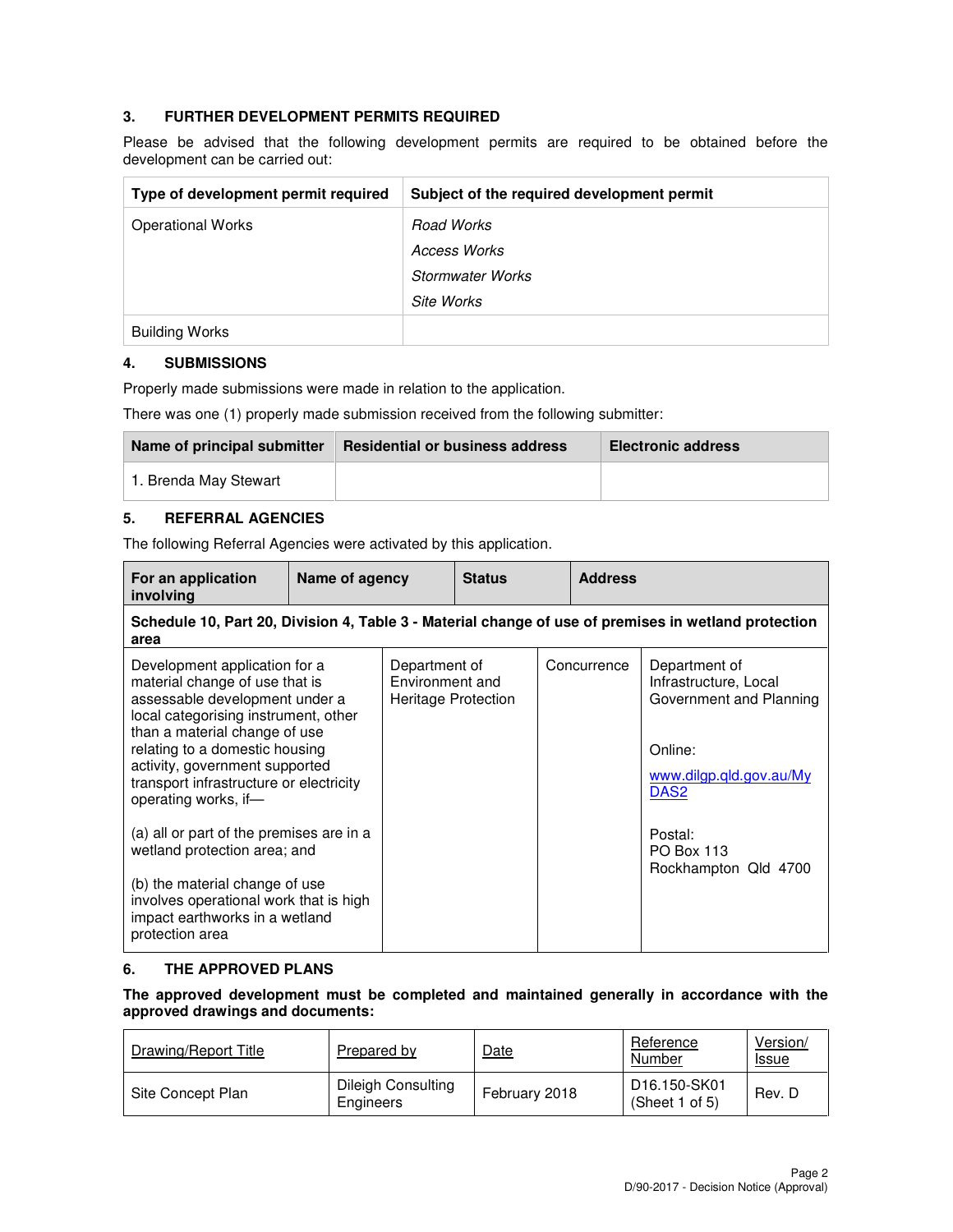## 3. FURTHER DEVELOPMENT PERMITS REQUIRED

Please be advised that the following development permits are required to be obtained before the development can be carried out:

| Type of development permit required | Subject of the required development permit |
|---|---|
| Operational Works | *Road Works*<br>*Access Works*<br>*Stormwater Works*<br>*Site Works* |
| Building Works | |

## 4. SUBMISSIONS

Properly made submissions were made in relation to the application.

There was one (1) properly made submission received from the following submitter:

| Name of principal submitter | Residential or business address | Electronic address |
|---|---|---|
| 1. Brenda May Stewart | | |

## 5. REFERRAL AGENCIES

The following Referral Agencies were activated by this application.

| For an application involving | Name of agency | Status | Address |
|---|---|---|---|
| **Schedule 10, Part 20, Division 4, Table 3 - Material change of use of premises in wetland protection area** | | | |
| Development application for a material change of use that is assessable development under a local categorising instrument, other than a material change of use relating to a domestic housing activity, government supported transport infrastructure or electricity operating works, if—<br><br>(a) all or part of the premises are in a wetland protection area; and<br><br>(b) the material change of use involves operational work that is high impact earthworks in a wetland protection area | Department of Environment and Heritage Protection | Concurrence | Department of Infrastructure, Local Government and Planning<br><br>Online:<br>www.dilgp.qld.gov.au/MyDAS2<br><br>Postal:<br>PO Box 113<br>Rockhampton Qld 4700 |

## 6. THE APPROVED PLANS

**The approved development must be completed and maintained generally in accordance with the approved drawings and documents:**

| Drawing/Report Title | Prepared by | Date | Reference Number | Version/ Issue |
|---|---|---|---|---|
| Site Concept Plan | Dileigh Consulting Engineers | February 2018 | D16.150-SK01 (Sheet 1 of 5) | Rev. D |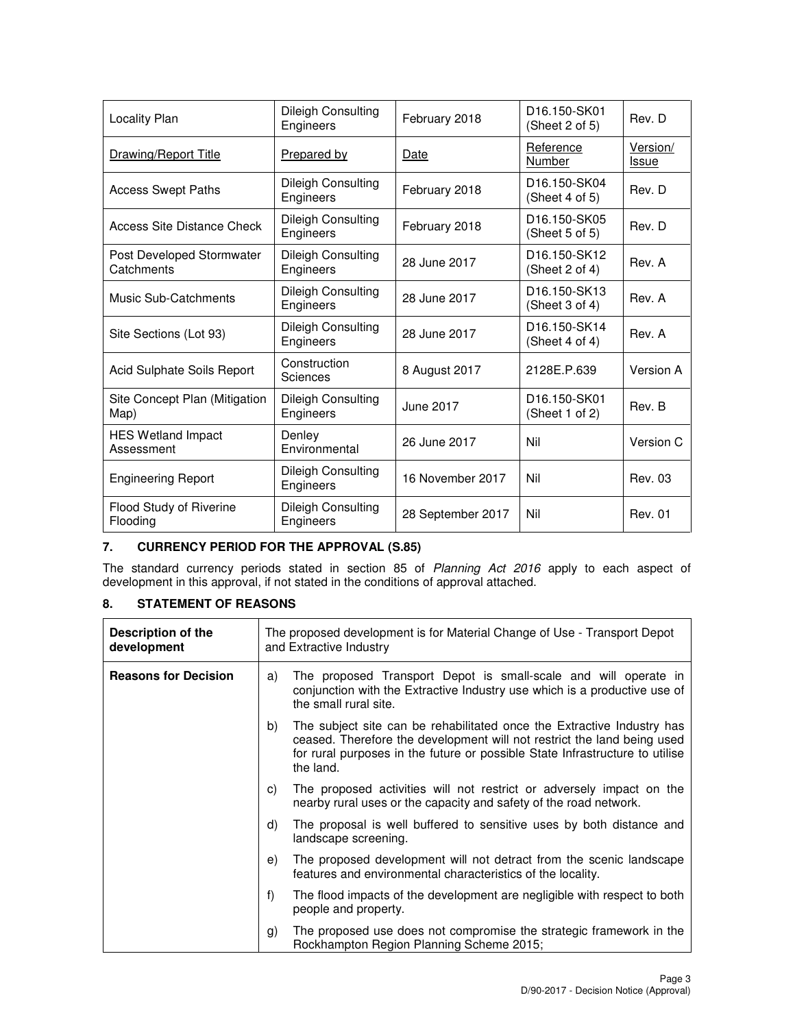| Locality Plan | Dileigh Consulting Engineers | February 2018 | D16.150-SK01 (Sheet 2 of 5) | Rev. D |
|---|---|---|---|---|
| Drawing/Report Title | Prepared by | Date | Reference Number | Version/ Issue |
| Access Swept Paths | Dileigh Consulting Engineers | February 2018 | D16.150-SK04 (Sheet 4 of 5) | Rev. D |
| Access Site Distance Check | Dileigh Consulting Engineers | February 2018 | D16.150-SK05 (Sheet 5 of 5) | Rev. D |
| Post Developed Stormwater Catchments | Dileigh Consulting Engineers | 28 June 2017 | D16.150-SK12 (Sheet 2 of 4) | Rev. A |
| Music Sub-Catchments | Dileigh Consulting Engineers | 28 June 2017 | D16.150-SK13 (Sheet 3 of 4) | Rev. A |
| Site Sections (Lot 93) | Dileigh Consulting Engineers | 28 June 2017 | D16.150-SK14 (Sheet 4 of 4) | Rev. A |
| Acid Sulphate Soils Report | Construction Sciences | 8 August 2017 | 2128E.P.639 | Version A |
| Site Concept Plan (Mitigation Map) | Dileigh Consulting Engineers | June 2017 | D16.150-SK01 (Sheet 1 of 2) | Rev. B |
| HES Wetland Impact Assessment | Denley Environmental | 26 June 2017 | Nil | Version C |
| Engineering Report | Dileigh Consulting Engineers | 16 November 2017 | Nil | Rev. 03 |
| Flood Study of Riverine Flooding | Dileigh Consulting Engineers | 28 September 2017 | Nil | Rev. 01 |

## 7. CURRENCY PERIOD FOR THE APPROVAL (S.85)

The standard currency periods stated in section 85 of *Planning Act 2016* apply to each aspect of development in this approval, if not stated in the conditions of approval attached.

## 8. STATEMENT OF REASONS

| **Description of the development** | The proposed development is for Material Change of Use - Transport Depot and Extractive Industry |
|---|---|
| **Reasons for Decision** | a) The proposed Transport Depot is small-scale and will operate in conjunction with the Extractive Industry use which is a productive use of the small rural site.<br>b) The subject site can be rehabilitated once the Extractive Industry has ceased. Therefore the development will not restrict the land being used for rural purposes in the future or possible State Infrastructure to utilise the land.<br>c) The proposed activities will not restrict or adversely impact on the nearby rural uses or the capacity and safety of the road network.<br>d) The proposal is well buffered to sensitive uses by both distance and landscape screening.<br>e) The proposed development will not detract from the scenic landscape features and environmental characteristics of the locality.<br>f) The flood impacts of the development are negligible with respect to both people and property.<br>g) The proposed use does not compromise the strategic framework in the Rockhampton Region Planning Scheme 2015; |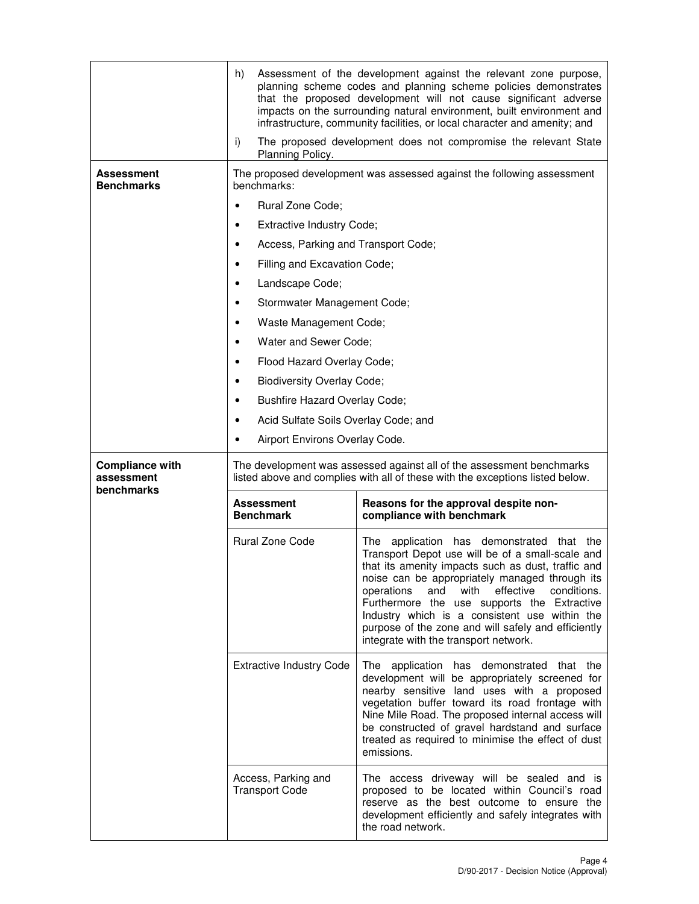| | |
|---|---|
| | h) Assessment of the development against the relevant zone purpose, planning scheme codes and planning scheme policies demonstrates that the proposed development will not cause significant adverse impacts on the surrounding natural environment, built environment and infrastructure, community facilities, or local character and amenity; and<br>i) The proposed development does not compromise the relevant State Planning Policy. |
| **Assessment Benchmarks** | The proposed development was assessed against the following assessment benchmarks:<br>• Rural Zone Code;<br>• Extractive Industry Code;<br>• Access, Parking and Transport Code;<br>• Filling and Excavation Code;<br>• Landscape Code;<br>• Stormwater Management Code;<br>• Waste Management Code;<br>• Water and Sewer Code;<br>• Flood Hazard Overlay Code;<br>• Biodiversity Overlay Code;<br>• Bushfire Hazard Overlay Code;<br>• Acid Sulfate Soils Overlay Code; and<br>• Airport Environs Overlay Code. |
| **Compliance with assessment benchmarks** | The development was assessed against all of the assessment benchmarks listed above and complies with all of these with the exceptions listed below. |

| **Assessment Benchmark** | **Reasons for the approval despite non-compliance with benchmark** |
|---|---|
| Rural Zone Code | The application has demonstrated that the Transport Depot use will be of a small-scale and that its amenity impacts such as dust, traffic and noise can be appropriately managed through its operations and with effective conditions. Furthermore the use supports the Extractive Industry which is a consistent use within the purpose of the zone and will safely and efficiently integrate with the transport network. |
| Extractive Industry Code | The application has demonstrated that the development will be appropriately screened for nearby sensitive land uses with a proposed vegetation buffer toward its road frontage with Nine Mile Road. The proposed internal access will be constructed of gravel hardstand and surface treated as required to minimise the effect of dust emissions. |
| Access, Parking and Transport Code | The access driveway will be sealed and is proposed to be located within Council's road reserve as the best outcome to ensure the development efficiently and safely integrates with the road network. |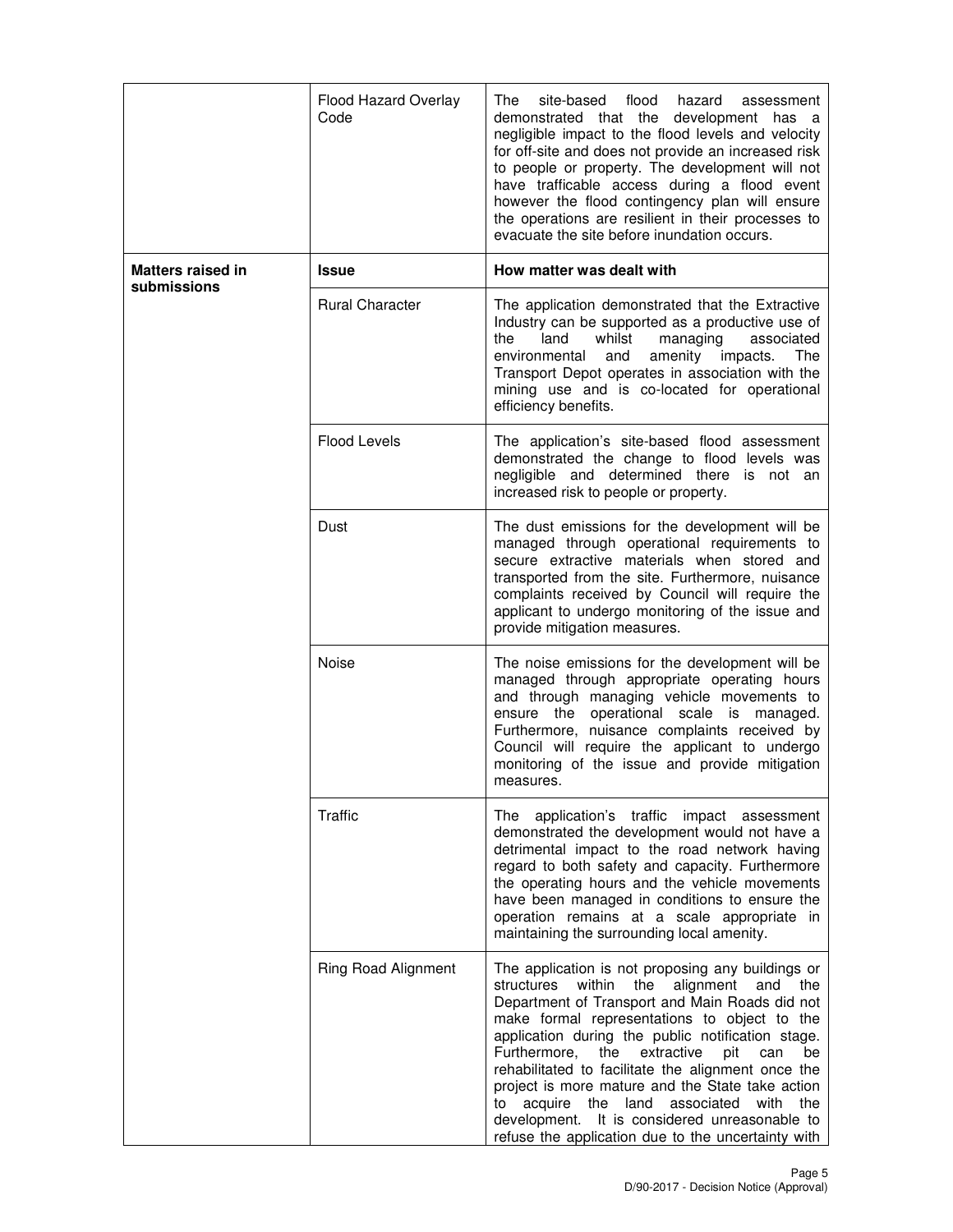| | | |
|---|---|---|
| | Flood Hazard Overlay Code | The site-based flood hazard assessment demonstrated that the development has a negligible impact to the flood levels and velocity for off-site and does not provide an increased risk to people or property. The development will not have trafficable access during a flood event however the flood contingency plan will ensure the operations are resilient in their processes to evacuate the site before inundation occurs. |
| **Matters raised in submissions** | **Issue** | **How matter was dealt with** |
| | Rural Character | The application demonstrated that the Extractive Industry can be supported as a productive use of the land whilst managing associated environmental and amenity impacts. The Transport Depot operates in association with the mining use and is co-located for operational efficiency benefits. |
| | Flood Levels | The application's site-based flood assessment demonstrated the change to flood levels was negligible and determined there is not an increased risk to people or property. |
| | Dust | The dust emissions for the development will be managed through operational requirements to secure extractive materials when stored and transported from the site. Furthermore, nuisance complaints received by Council will require the applicant to undergo monitoring of the issue and provide mitigation measures. |
| | Noise | The noise emissions for the development will be managed through appropriate operating hours and through managing vehicle movements to ensure the operational scale is managed. Furthermore, nuisance complaints received by Council will require the applicant to undergo monitoring of the issue and provide mitigation measures. |
| | Traffic | The application's traffic impact assessment demonstrated the development would not have a detrimental impact to the road network having regard to both safety and capacity. Furthermore the operating hours and the vehicle movements have been managed in conditions to ensure the operation remains at a scale appropriate in maintaining the surrounding local amenity. |
| | Ring Road Alignment | The application is not proposing any buildings or structures within the alignment and the Department of Transport and Main Roads did not make formal representations to object to the application during the public notification stage. Furthermore, the extractive pit can be rehabilitated to facilitate the alignment once the project is more mature and the State take action to acquire the land associated with the development. It is considered unreasonable to refuse the application due to the uncertainty with |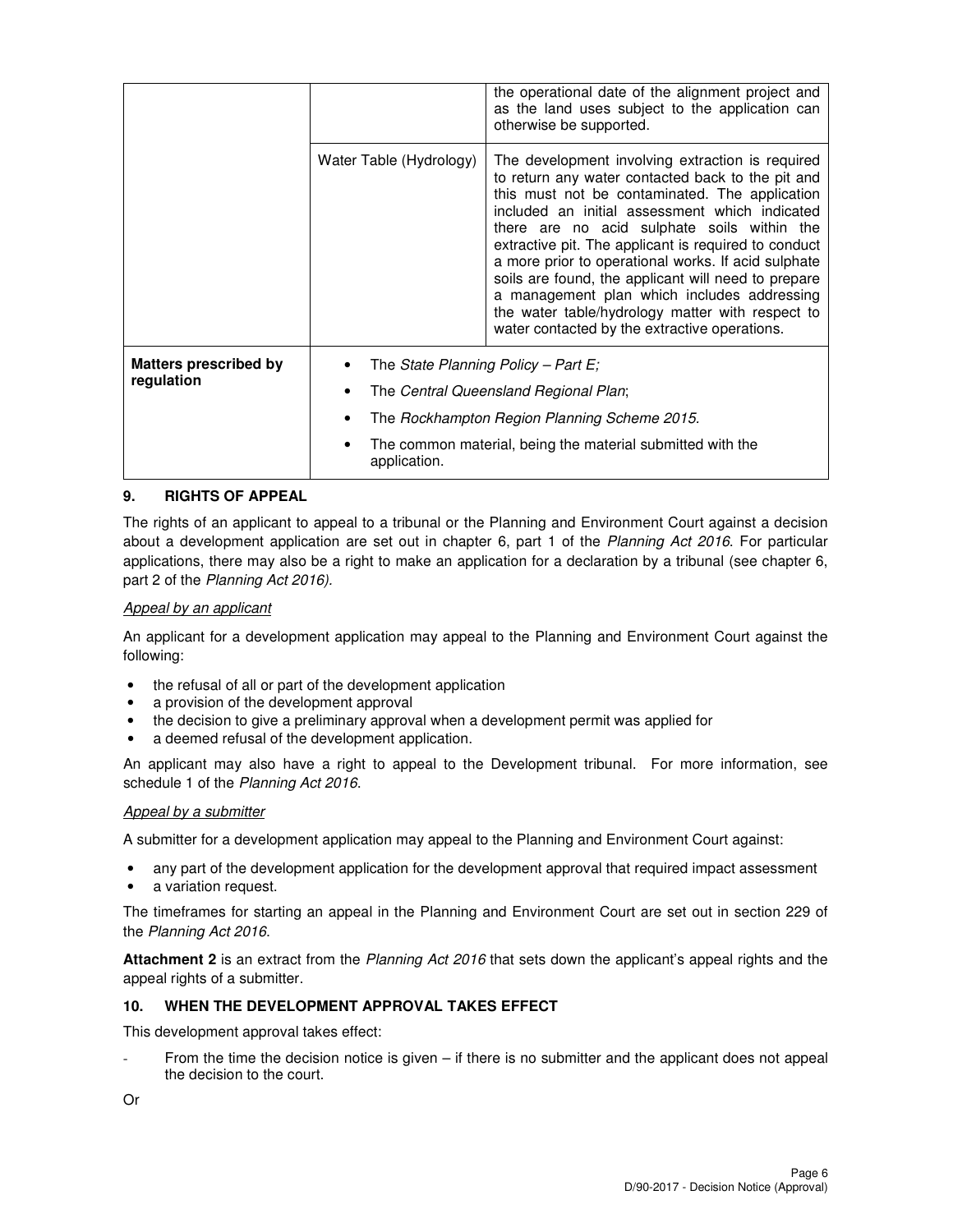| | | |
|---|---|---|
| | | the operational date of the alignment project and as the land uses subject to the application can otherwise be supported. |
| | Water Table (Hydrology) | The development involving extraction is required to return any water contacted back to the pit and this must not be contaminated. The application included an initial assessment which indicated there are no acid sulphate soils within the extractive pit. The applicant is required to conduct a more prior to operational works. If acid sulphate soils are found, the applicant will need to prepare a management plan which includes addressing the water table/hydrology matter with respect to water contacted by the extractive operations. |
| **Matters prescribed by regulation** | • The *State Planning Policy – Part E;*<br>• The *Central Queensland Regional Plan*;<br>• The *Rockhampton Region Planning Scheme 2015*.<br>• The common material, being the material submitted with the application. | |

## 9. RIGHTS OF APPEAL

The rights of an applicant to appeal to a tribunal or the Planning and Environment Court against a decision about a development application are set out in chapter 6, part 1 of the *Planning Act 2016*. For particular applications, there may also be a right to make an application for a declaration by a tribunal (see chapter 6, part 2 of the *Planning Act 2016).*

*Appeal by an applicant*

An applicant for a development application may appeal to the Planning and Environment Court against the following:

- the refusal of all or part of the development application
- a provision of the development approval
- the decision to give a preliminary approval when a development permit was applied for
- a deemed refusal of the development application.

An applicant may also have a right to appeal to the Development tribunal. For more information, see schedule 1 of the *Planning Act 2016*.

*Appeal by a submitter*

A submitter for a development application may appeal to the Planning and Environment Court against:

- any part of the development application for the development approval that required impact assessment
- a variation request.

The timeframes for starting an appeal in the Planning and Environment Court are set out in section 229 of the *Planning Act 2016*.

**Attachment 2** is an extract from the *Planning Act 2016* that sets down the applicant's appeal rights and the appeal rights of a submitter.

## 10. WHEN THE DEVELOPMENT APPROVAL TAKES EFFECT

This development approval takes effect:

- From the time the decision notice is given – if there is no submitter and the applicant does not appeal the decision to the court.

Or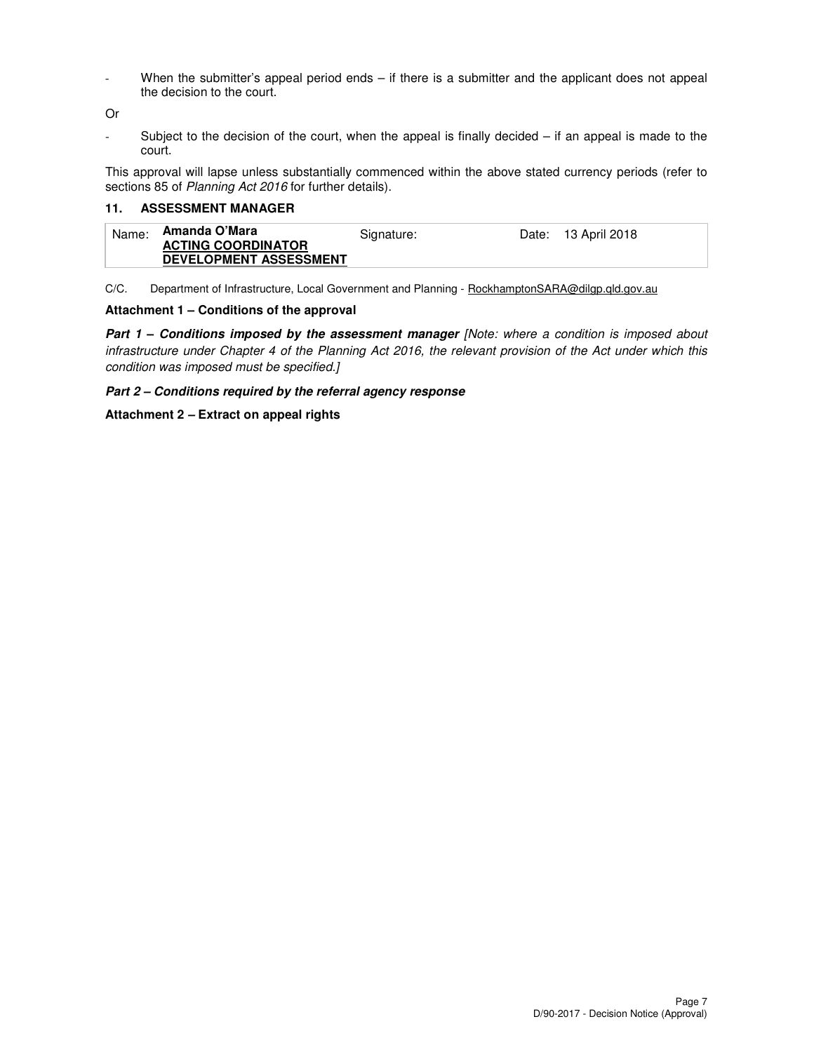- When the submitter's appeal period ends – if there is a submitter and the applicant does not appeal the decision to the court.

Or

- Subject to the decision of the court, when the appeal is finally decided – if an appeal is made to the court.

This approval will lapse unless substantially commenced within the above stated currency periods (refer to sections 85 of *Planning Act 2016* for further details).

### 11. ASSESSMENT MANAGER

| Name: | **Amanda O'Mara** <br> **ACTING COORDINATOR DEVELOPMENT ASSESSMENT** | Signature: | | Date: | 13 April 2018 |
|---|---|---|---|---|---|

C/C. Department of Infrastructure, Local Government and Planning - RockhamptonSARA@dilgp.qld.gov.au

**Attachment 1 – Conditions of the approval**

***Part 1 – Conditions imposed by the assessment manager*** *[Note: where a condition is imposed about infrastructure under Chapter 4 of the Planning Act 2016, the relevant provision of the Act under which this condition was imposed must be specified.]*

***Part 2 – Conditions required by the referral agency response***

**Attachment 2 – Extract on appeal rights**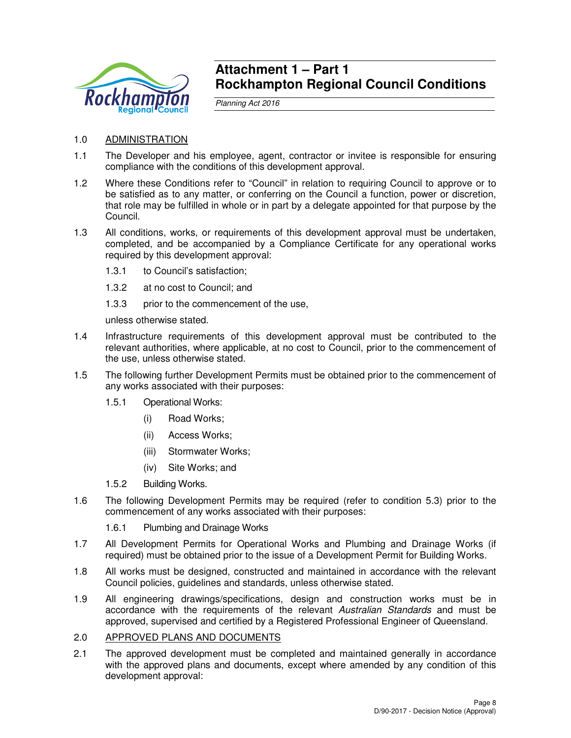# Attachment 1 – Part 1
# Rockhampton Regional Council Conditions

*Planning Act 2016*

1.0 ADMINISTRATION

1.1 The Developer and his employee, agent, contractor or invitee is responsible for ensuring compliance with the conditions of this development approval.

1.2 Where these Conditions refer to "Council" in relation to requiring Council to approve or to be satisfied as to any matter, or conferring on the Council a function, power or discretion, that role may be fulfilled in whole or in part by a delegate appointed for that purpose by the Council.

1.3 All conditions, works, or requirements of this development approval must be undertaken, completed, and be accompanied by a Compliance Certificate for any operational works required by this development approval:

1.3.1 to Council's satisfaction;

1.3.2 at no cost to Council; and

1.3.3 prior to the commencement of the use,

unless otherwise stated.

1.4 Infrastructure requirements of this development approval must be contributed to the relevant authorities, where applicable, at no cost to Council, prior to the commencement of the use, unless otherwise stated.

1.5 The following further Development Permits must be obtained prior to the commencement of any works associated with their purposes:

1.5.1 Operational Works:

(i) Road Works;

(ii) Access Works;

(iii) Stormwater Works;

(iv) Site Works; and

1.5.2 Building Works.

1.6 The following Development Permits may be required (refer to condition 5.3) prior to the commencement of any works associated with their purposes:

1.6.1 Plumbing and Drainage Works

1.7 All Development Permits for Operational Works and Plumbing and Drainage Works (if required) must be obtained prior to the issue of a Development Permit for Building Works.

1.8 All works must be designed, constructed and maintained in accordance with the relevant Council policies, guidelines and standards, unless otherwise stated.

1.9 All engineering drawings/specifications, design and construction works must be in accordance with the requirements of the relevant *Australian Standards* and must be approved, supervised and certified by a Registered Professional Engineer of Queensland.

2.0 APPROVED PLANS AND DOCUMENTS

2.1 The approved development must be completed and maintained generally in accordance with the approved plans and documents, except where amended by any condition of this development approval: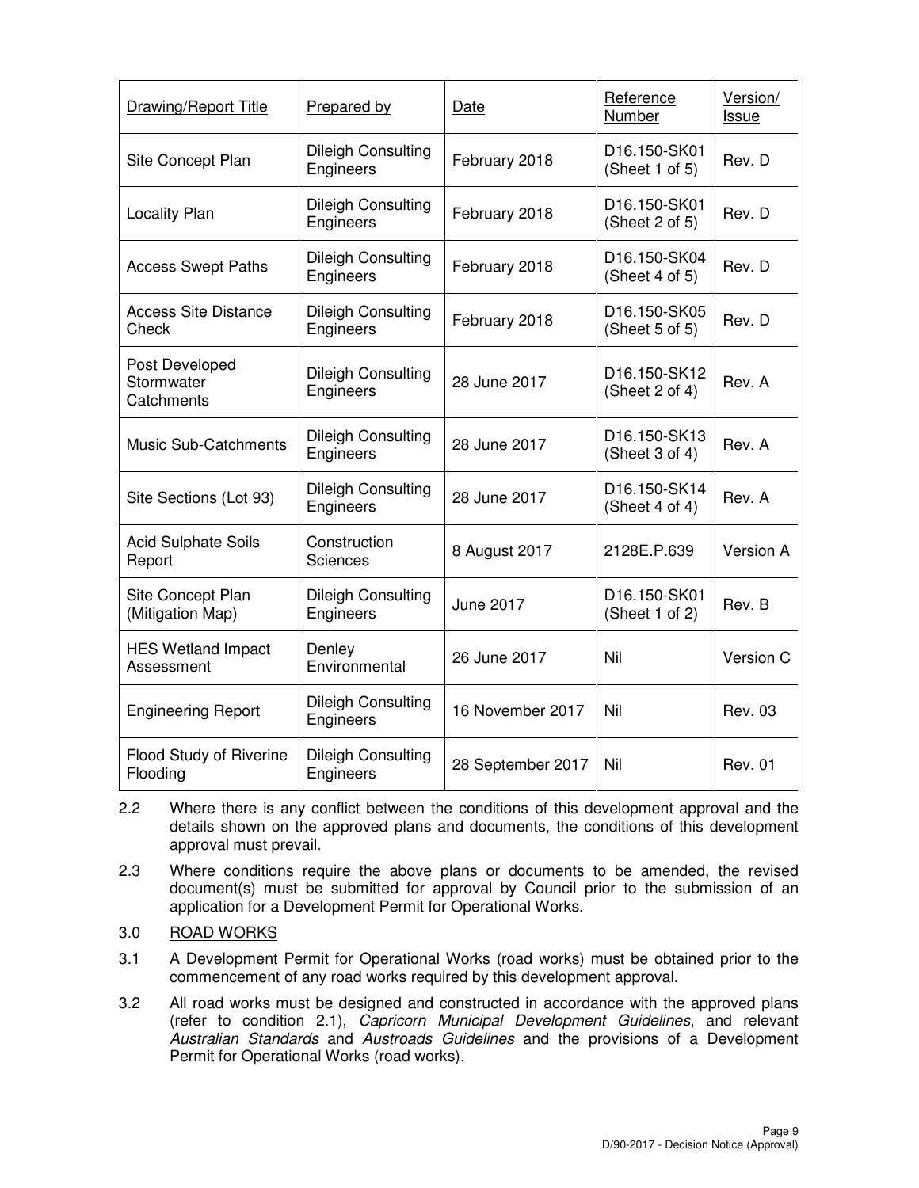| Drawing/Report Title | Prepared by | Date | Reference Number | Version/ Issue |
|---|---|---|---|---|
| Site Concept Plan | Dileigh Consulting Engineers | February 2018 | D16.150-SK01 (Sheet 1 of 5) | Rev. D |
| Locality Plan | Dileigh Consulting Engineers | February 2018 | D16.150-SK01 (Sheet 2 of 5) | Rev. D |
| Access Swept Paths | Dileigh Consulting Engineers | February 2018 | D16.150-SK04 (Sheet 4 of 5) | Rev. D |
| Access Site Distance Check | Dileigh Consulting Engineers | February 2018 | D16.150-SK05 (Sheet 5 of 5) | Rev. D |
| Post Developed Stormwater Catchments | Dileigh Consulting Engineers | 28 June 2017 | D16.150-SK12 (Sheet 2 of 4) | Rev. A |
| Music Sub-Catchments | Dileigh Consulting Engineers | 28 June 2017 | D16.150-SK13 (Sheet 3 of 4) | Rev. A |
| Site Sections (Lot 93) | Dileigh Consulting Engineers | 28 June 2017 | D16.150-SK14 (Sheet 4 of 4) | Rev. A |
| Acid Sulphate Soils Report | Construction Sciences | 8 August 2017 | 2128E.P.639 | Version A |
| Site Concept Plan (Mitigation Map) | Dileigh Consulting Engineers | June 2017 | D16.150-SK01 (Sheet 1 of 2) | Rev. B |
| HES Wetland Impact Assessment | Denley Environmental | 26 June 2017 | Nil | Version C |
| Engineering Report | Dileigh Consulting Engineers | 16 November 2017 | Nil | Rev. 03 |
| Flood Study of Riverine Flooding | Dileigh Consulting Engineers | 28 September 2017 | Nil | Rev. 01 |

2.2 Where there is any conflict between the conditions of this development approval and the details shown on the approved plans and documents, the conditions of this development approval must prevail.

2.3 Where conditions require the above plans or documents to be amended, the revised document(s) must be submitted for approval by Council prior to the submission of an application for a Development Permit for Operational Works.

3.0 ROAD WORKS

3.1 A Development Permit for Operational Works (road works) must be obtained prior to the commencement of any road works required by this development approval.

3.2 All road works must be designed and constructed in accordance with the approved plans (refer to condition 2.1), *Capricorn Municipal Development Guidelines*, and relevant *Australian Standards* and *Austroads Guidelines* and the provisions of a Development Permit for Operational Works (road works).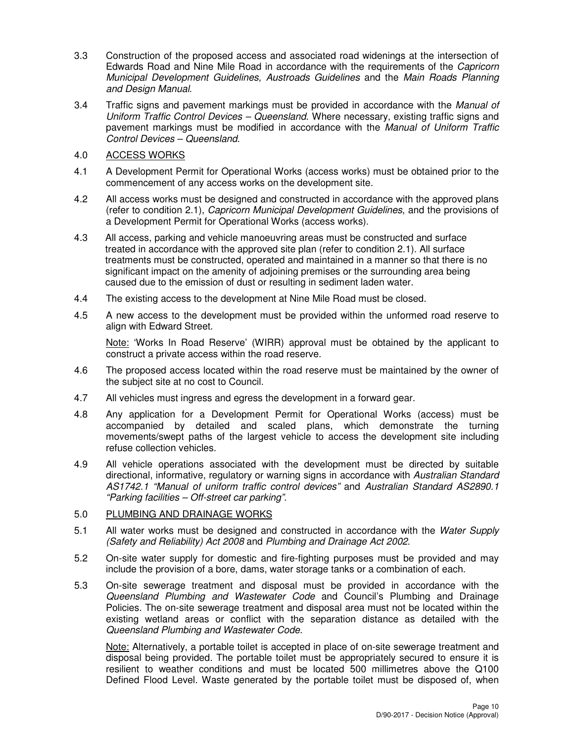3.3 Construction of the proposed access and associated road widenings at the intersection of Edwards Road and Nine Mile Road in accordance with the requirements of the *Capricorn Municipal Development Guidelines, Austroads Guidelines* and the *Main Roads Planning and Design Manual*.

3.4 Traffic signs and pavement markings must be provided in accordance with the *Manual of Uniform Traffic Control Devices – Queensland*. Where necessary, existing traffic signs and pavement markings must be modified in accordance with the *Manual of Uniform Traffic Control Devices – Queensland*.

4.0 <u>ACCESS WORKS</u>

4.1 A Development Permit for Operational Works (access works) must be obtained prior to the commencement of any access works on the development site.

4.2 All access works must be designed and constructed in accordance with the approved plans (refer to condition 2.1), *Capricorn Municipal Development Guidelines*, and the provisions of a Development Permit for Operational Works (access works).

4.3 All access, parking and vehicle manoeuvring areas must be constructed and surface treated in accordance with the approved site plan (refer to condition 2.1). All surface treatments must be constructed, operated and maintained in a manner so that there is no significant impact on the amenity of adjoining premises or the surrounding area being caused due to the emission of dust or resulting in sediment laden water.

4.4 The existing access to the development at Nine Mile Road must be closed.

4.5 A new access to the development must be provided within the unformed road reserve to align with Edward Street.

<u>Note:</u> 'Works In Road Reserve' (WIRR) approval must be obtained by the applicant to construct a private access within the road reserve.

4.6 The proposed access located within the road reserve must be maintained by the owner of the subject site at no cost to Council.

4.7 All vehicles must ingress and egress the development in a forward gear.

4.8 Any application for a Development Permit for Operational Works (access) must be accompanied by detailed and scaled plans, which demonstrate the turning movements/swept paths of the largest vehicle to access the development site including refuse collection vehicles.

4.9 All vehicle operations associated with the development must be directed by suitable directional, informative, regulatory or warning signs in accordance with *Australian Standard AS1742.1 "Manual of uniform traffic control devices"* and *Australian Standard AS2890.1 "Parking facilities – Off-street car parking"*.

5.0 <u>PLUMBING AND DRAINAGE WORKS</u>

5.1 All water works must be designed and constructed in accordance with the *Water Supply (Safety and Reliability) Act 2008* and *Plumbing and Drainage Act 2002*.

5.2 On-site water supply for domestic and fire-fighting purposes must be provided and may include the provision of a bore, dams, water storage tanks or a combination of each.

5.3 On-site sewerage treatment and disposal must be provided in accordance with the *Queensland Plumbing and Wastewater Code* and Council's Plumbing and Drainage Policies. The on-site sewerage treatment and disposal area must not be located within the existing wetland areas or conflict with the separation distance as detailed with the *Queensland Plumbing and Wastewater Code*.

<u>Note:</u> Alternatively, a portable toilet is accepted in place of on-site sewerage treatment and disposal being provided. The portable toilet must be appropriately secured to ensure it is resilient to weather conditions and must be located 500 millimetres above the Q100 Defined Flood Level. Waste generated by the portable toilet must be disposed of, when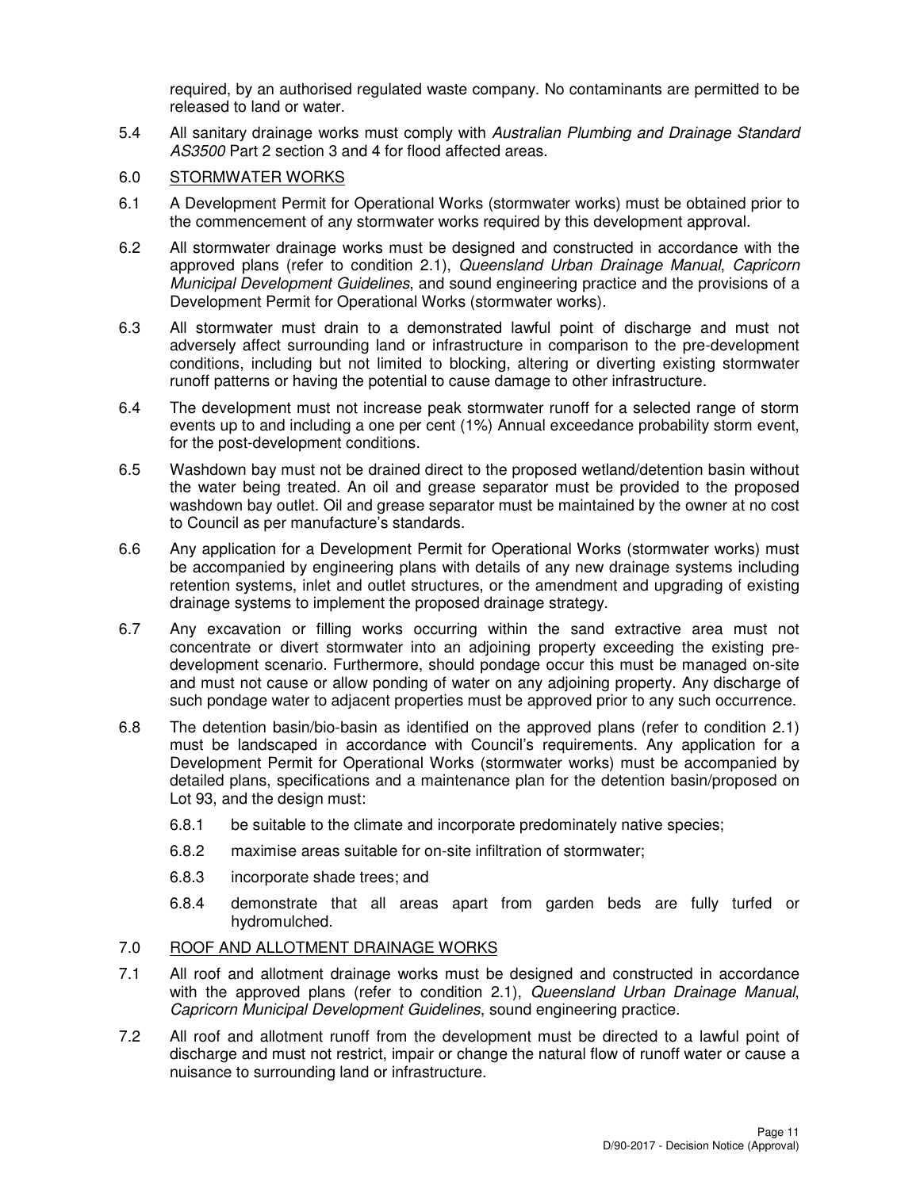required, by an authorised regulated waste company. No contaminants are permitted to be released to land or water.

5.4 All sanitary drainage works must comply with *Australian Plumbing and Drainage Standard AS3500* Part 2 section 3 and 4 for flood affected areas.

## 6.0 STORMWATER WORKS

6.1 A Development Permit for Operational Works (stormwater works) must be obtained prior to the commencement of any stormwater works required by this development approval.

6.2 All stormwater drainage works must be designed and constructed in accordance with the approved plans (refer to condition 2.1), *Queensland Urban Drainage Manual*, *Capricorn Municipal Development Guidelines*, and sound engineering practice and the provisions of a Development Permit for Operational Works (stormwater works).

6.3 All stormwater must drain to a demonstrated lawful point of discharge and must not adversely affect surrounding land or infrastructure in comparison to the pre-development conditions, including but not limited to blocking, altering or diverting existing stormwater runoff patterns or having the potential to cause damage to other infrastructure.

6.4 The development must not increase peak stormwater runoff for a selected range of storm events up to and including a one per cent (1%) Annual exceedance probability storm event, for the post-development conditions.

6.5 Washdown bay must not be drained direct to the proposed wetland/detention basin without the water being treated. An oil and grease separator must be provided to the proposed washdown bay outlet. Oil and grease separator must be maintained by the owner at no cost to Council as per manufacture's standards.

6.6 Any application for a Development Permit for Operational Works (stormwater works) must be accompanied by engineering plans with details of any new drainage systems including retention systems, inlet and outlet structures, or the amendment and upgrading of existing drainage systems to implement the proposed drainage strategy.

6.7 Any excavation or filling works occurring within the sand extractive area must not concentrate or divert stormwater into an adjoining property exceeding the existing pre-development scenario. Furthermore, should pondage occur this must be managed on-site and must not cause or allow ponding of water on any adjoining property. Any discharge of such pondage water to adjacent properties must be approved prior to any such occurrence.

6.8 The detention basin/bio-basin as identified on the approved plans (refer to condition 2.1) must be landscaped in accordance with Council's requirements. Any application for a Development Permit for Operational Works (stormwater works) must be accompanied by detailed plans, specifications and a maintenance plan for the detention basin/proposed on Lot 93, and the design must:

6.8.1 be suitable to the climate and incorporate predominately native species;

6.8.2 maximise areas suitable for on-site infiltration of stormwater;

6.8.3 incorporate shade trees; and

6.8.4 demonstrate that all areas apart from garden beds are fully turfed or hydromulched.

## 7.0 ROOF AND ALLOTMENT DRAINAGE WORKS

7.1 All roof and allotment drainage works must be designed and constructed in accordance with the approved plans (refer to condition 2.1), *Queensland Urban Drainage Manual*, *Capricorn Municipal Development Guidelines*, sound engineering practice.

7.2 All roof and allotment runoff from the development must be directed to a lawful point of discharge and must not restrict, impair or change the natural flow of runoff water or cause a nuisance to surrounding land or infrastructure.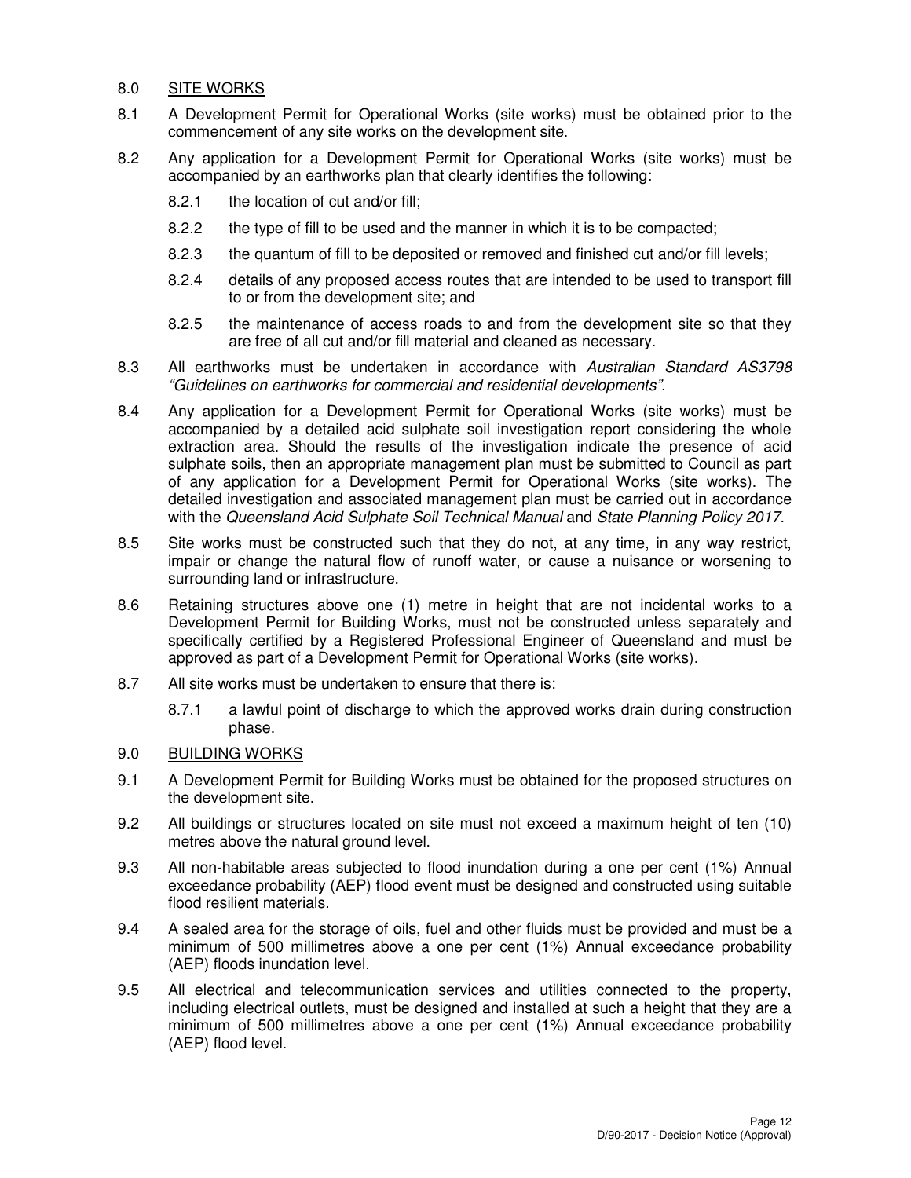## 8.0 SITE WORKS

8.1 A Development Permit for Operational Works (site works) must be obtained prior to the commencement of any site works on the development site.

8.2 Any application for a Development Permit for Operational Works (site works) must be accompanied by an earthworks plan that clearly identifies the following:

- 8.2.1 the location of cut and/or fill;
- 8.2.2 the type of fill to be used and the manner in which it is to be compacted;
- 8.2.3 the quantum of fill to be deposited or removed and finished cut and/or fill levels;
- 8.2.4 details of any proposed access routes that are intended to be used to transport fill to or from the development site; and
- 8.2.5 the maintenance of access roads to and from the development site so that they are free of all cut and/or fill material and cleaned as necessary.

8.3 All earthworks must be undertaken in accordance with *Australian Standard AS3798 "Guidelines on earthworks for commercial and residential developments".*

8.4 Any application for a Development Permit for Operational Works (site works) must be accompanied by a detailed acid sulphate soil investigation report considering the whole extraction area. Should the results of the investigation indicate the presence of acid sulphate soils, then an appropriate management plan must be submitted to Council as part of any application for a Development Permit for Operational Works (site works). The detailed investigation and associated management plan must be carried out in accordance with the *Queensland Acid Sulphate Soil Technical Manual* and *State Planning Policy 2017*.

8.5 Site works must be constructed such that they do not, at any time, in any way restrict, impair or change the natural flow of runoff water, or cause a nuisance or worsening to surrounding land or infrastructure.

8.6 Retaining structures above one (1) metre in height that are not incidental works to a Development Permit for Building Works, must not be constructed unless separately and specifically certified by a Registered Professional Engineer of Queensland and must be approved as part of a Development Permit for Operational Works (site works).

8.7 All site works must be undertaken to ensure that there is:

- 8.7.1 a lawful point of discharge to which the approved works drain during construction phase.

## 9.0 BUILDING WORKS

9.1 A Development Permit for Building Works must be obtained for the proposed structures on the development site.

9.2 All buildings or structures located on site must not exceed a maximum height of ten (10) metres above the natural ground level.

9.3 All non-habitable areas subjected to flood inundation during a one per cent (1%) Annual exceedance probability (AEP) flood event must be designed and constructed using suitable flood resilient materials.

9.4 A sealed area for the storage of oils, fuel and other fluids must be provided and must be a minimum of 500 millimetres above a one per cent (1%) Annual exceedance probability (AEP) floods inundation level.

9.5 All electrical and telecommunication services and utilities connected to the property, including electrical outlets, must be designed and installed at such a height that they are a minimum of 500 millimetres above a one per cent (1%) Annual exceedance probability (AEP) flood level.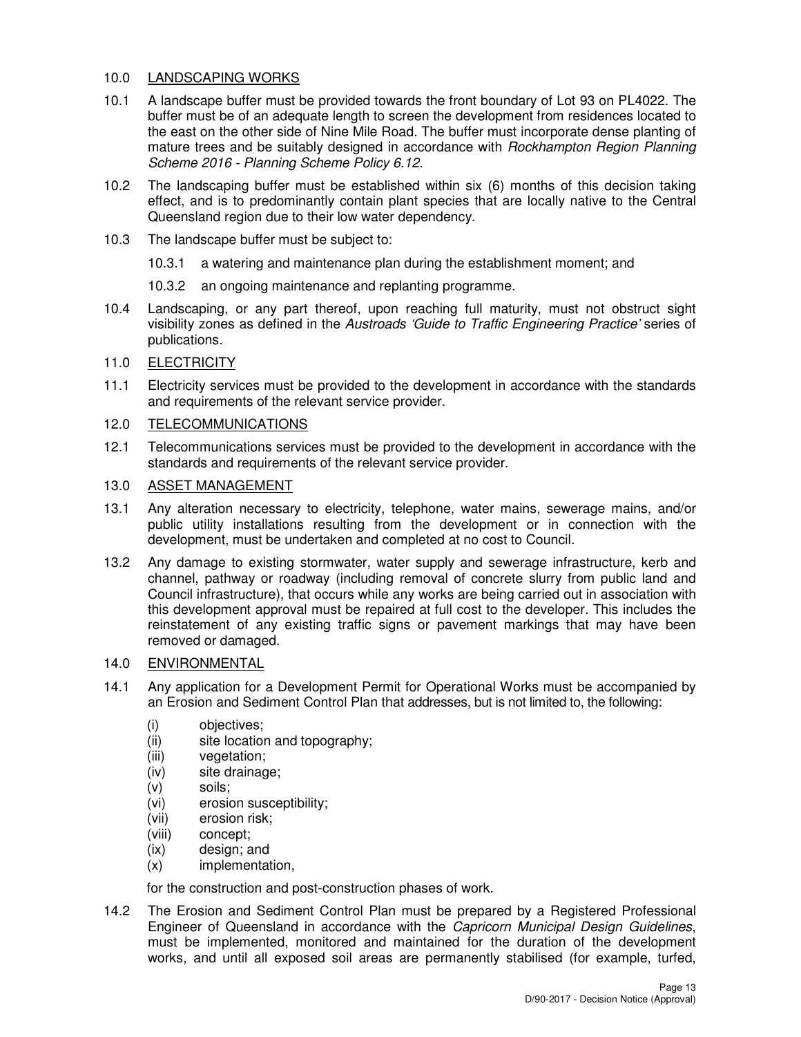## 10.0 LANDSCAPING WORKS

10.1 A landscape buffer must be provided towards the front boundary of Lot 93 on PL4022. The buffer must be of an adequate length to screen the development from residences located to the east on the other side of Nine Mile Road. The buffer must incorporate dense planting of mature trees and be suitably designed in accordance with *Rockhampton Region Planning Scheme 2016 - Planning Scheme Policy 6.12*.

10.2 The landscaping buffer must be established within six (6) months of this decision taking effect, and is to predominantly contain plant species that are locally native to the Central Queensland region due to their low water dependency.

10.3 The landscape buffer must be subject to:

10.3.1 a watering and maintenance plan during the establishment moment; and

10.3.2 an ongoing maintenance and replanting programme.

10.4 Landscaping, or any part thereof, upon reaching full maturity, must not obstruct sight visibility zones as defined in the *Austroads 'Guide to Traffic Engineering Practice'* series of publications.

## 11.0 ELECTRICITY

11.1 Electricity services must be provided to the development in accordance with the standards and requirements of the relevant service provider.

## 12.0 TELECOMMUNICATIONS

12.1 Telecommunications services must be provided to the development in accordance with the standards and requirements of the relevant service provider.

## 13.0 ASSET MANAGEMENT

13.1 Any alteration necessary to electricity, telephone, water mains, sewerage mains, and/or public utility installations resulting from the development or in connection with the development, must be undertaken and completed at no cost to Council.

13.2 Any damage to existing stormwater, water supply and sewerage infrastructure, kerb and channel, pathway or roadway (including removal of concrete slurry from public land and Council infrastructure), that occurs while any works are being carried out in association with this development approval must be repaired at full cost to the developer. This includes the reinstatement of any existing traffic signs or pavement markings that may have been removed or damaged.

## 14.0 ENVIRONMENTAL

14.1 Any application for a Development Permit for Operational Works must be accompanied by an Erosion and Sediment Control Plan that addresses, but is not limited to, the following:

(i) objectives;
(ii) site location and topography;
(iii) vegetation;
(iv) site drainage;
(v) soils;
(vi) erosion susceptibility;
(vii) erosion risk;
(viii) concept;
(ix) design; and
(x) implementation,

for the construction and post-construction phases of work.

14.2 The Erosion and Sediment Control Plan must be prepared by a Registered Professional Engineer of Queensland in accordance with the *Capricorn Municipal Design Guidelines*, must be implemented, monitored and maintained for the duration of the development works, and until all exposed soil areas are permanently stabilised (for example, turfed,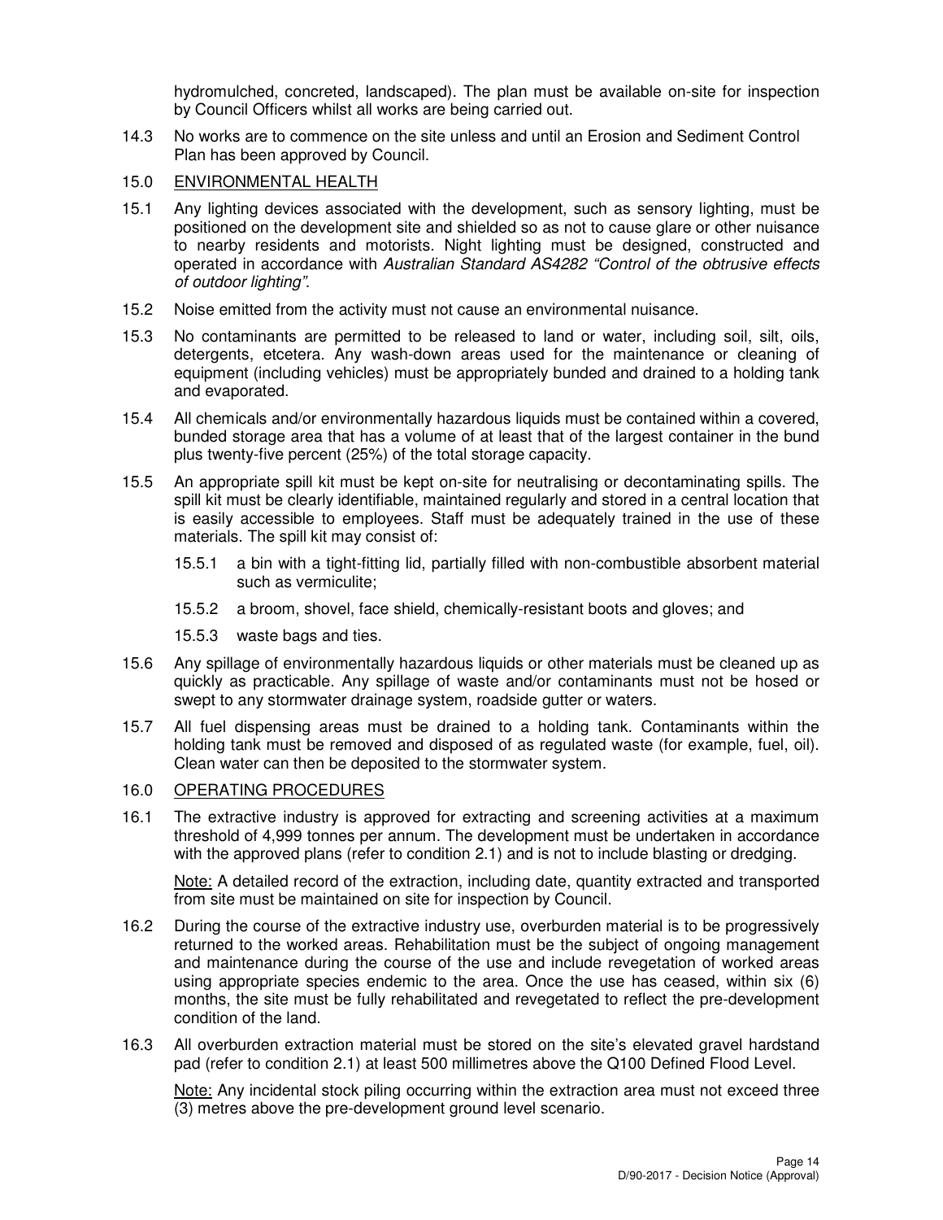hydromulched, concreted, landscaped). The plan must be available on-site for inspection by Council Officers whilst all works are being carried out.

14.3 No works are to commence on the site unless and until an Erosion and Sediment Control Plan has been approved by Council.

15.0 <u>ENVIRONMENTAL HEALTH</u>

15.1 Any lighting devices associated with the development, such as sensory lighting, must be positioned on the development site and shielded so as not to cause glare or other nuisance to nearby residents and motorists. Night lighting must be designed, constructed and operated in accordance with *Australian Standard AS4282 "Control of the obtrusive effects of outdoor lighting"*.

15.2 Noise emitted from the activity must not cause an environmental nuisance.

15.3 No contaminants are permitted to be released to land or water, including soil, silt, oils, detergents, etcetera. Any wash-down areas used for the maintenance or cleaning of equipment (including vehicles) must be appropriately bunded and drained to a holding tank and evaporated.

15.4 All chemicals and/or environmentally hazardous liquids must be contained within a covered, bunded storage area that has a volume of at least that of the largest container in the bund plus twenty-five percent (25%) of the total storage capacity.

15.5 An appropriate spill kit must be kept on-site for neutralising or decontaminating spills. The spill kit must be clearly identifiable, maintained regularly and stored in a central location that is easily accessible to employees. Staff must be adequately trained in the use of these materials. The spill kit may consist of:

15.5.1 a bin with a tight-fitting lid, partially filled with non-combustible absorbent material such as vermiculite;

15.5.2 a broom, shovel, face shield, chemically-resistant boots and gloves; and

15.5.3 waste bags and ties.

15.6 Any spillage of environmentally hazardous liquids or other materials must be cleaned up as quickly as practicable. Any spillage of waste and/or contaminants must not be hosed or swept to any stormwater drainage system, roadside gutter or waters.

15.7 All fuel dispensing areas must be drained to a holding tank. Contaminants within the holding tank must be removed and disposed of as regulated waste (for example, fuel, oil). Clean water can then be deposited to the stormwater system.

16.0 <u>OPERATING PROCEDURES</u>

16.1 The extractive industry is approved for extracting and screening activities at a maximum threshold of 4,999 tonnes per annum. The development must be undertaken in accordance with the approved plans (refer to condition 2.1) and is not to include blasting or dredging.

<u>Note:</u> A detailed record of the extraction, including date, quantity extracted and transported from site must be maintained on site for inspection by Council.

16.2 During the course of the extractive industry use, overburden material is to be progressively returned to the worked areas. Rehabilitation must be the subject of ongoing management and maintenance during the course of the use and include revegetation of worked areas using appropriate species endemic to the area. Once the use has ceased, within six (6) months, the site must be fully rehabilitated and revegetated to reflect the pre-development condition of the land.

16.3 All overburden extraction material must be stored on the site's elevated gravel hardstand pad (refer to condition 2.1) at least 500 millimetres above the Q100 Defined Flood Level.

<u>Note:</u> Any incidental stock piling occurring within the extraction area must not exceed three (3) metres above the pre-development ground level scenario.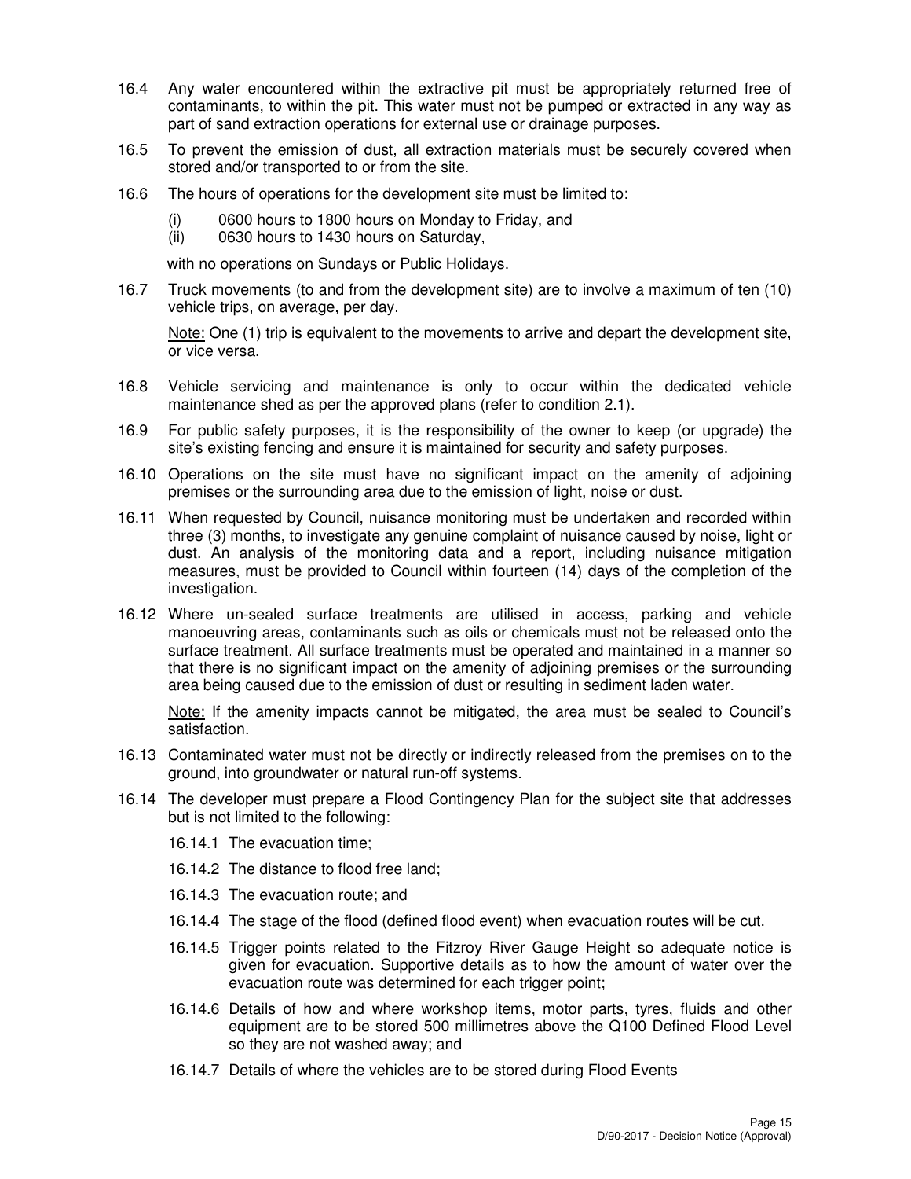16.4 Any water encountered within the extractive pit must be appropriately returned free of contaminants, to within the pit. This water must not be pumped or extracted in any way as part of sand extraction operations for external use or drainage purposes.

16.5 To prevent the emission of dust, all extraction materials must be securely covered when stored and/or transported to or from the site.

16.6 The hours of operations for the development site must be limited to:

(i) 0600 hours to 1800 hours on Monday to Friday, and
(ii) 0630 hours to 1430 hours on Saturday,

with no operations on Sundays or Public Holidays.

16.7 Truck movements (to and from the development site) are to involve a maximum of ten (10) vehicle trips, on average, per day.

Note: One (1) trip is equivalent to the movements to arrive and depart the development site, or vice versa.

16.8 Vehicle servicing and maintenance is only to occur within the dedicated vehicle maintenance shed as per the approved plans (refer to condition 2.1).

16.9 For public safety purposes, it is the responsibility of the owner to keep (or upgrade) the site's existing fencing and ensure it is maintained for security and safety purposes.

16.10 Operations on the site must have no significant impact on the amenity of adjoining premises or the surrounding area due to the emission of light, noise or dust.

16.11 When requested by Council, nuisance monitoring must be undertaken and recorded within three (3) months, to investigate any genuine complaint of nuisance caused by noise, light or dust. An analysis of the monitoring data and a report, including nuisance mitigation measures, must be provided to Council within fourteen (14) days of the completion of the investigation.

16.12 Where un-sealed surface treatments are utilised in access, parking and vehicle manoeuvring areas, contaminants such as oils or chemicals must not be released onto the surface treatment. All surface treatments must be operated and maintained in a manner so that there is no significant impact on the amenity of adjoining premises or the surrounding area being caused due to the emission of dust or resulting in sediment laden water.

Note: If the amenity impacts cannot be mitigated, the area must be sealed to Council's satisfaction.

16.13 Contaminated water must not be directly or indirectly released from the premises on to the ground, into groundwater or natural run-off systems.

16.14 The developer must prepare a Flood Contingency Plan for the subject site that addresses but is not limited to the following:

16.14.1 The evacuation time;

16.14.2 The distance to flood free land;

16.14.3 The evacuation route; and

16.14.4 The stage of the flood (defined flood event) when evacuation routes will be cut.

16.14.5 Trigger points related to the Fitzroy River Gauge Height so adequate notice is given for evacuation. Supportive details as to how the amount of water over the evacuation route was determined for each trigger point;

16.14.6 Details of how and where workshop items, motor parts, tyres, fluids and other equipment are to be stored 500 millimetres above the Q100 Defined Flood Level so they are not washed away; and

16.14.7 Details of where the vehicles are to be stored during Flood Events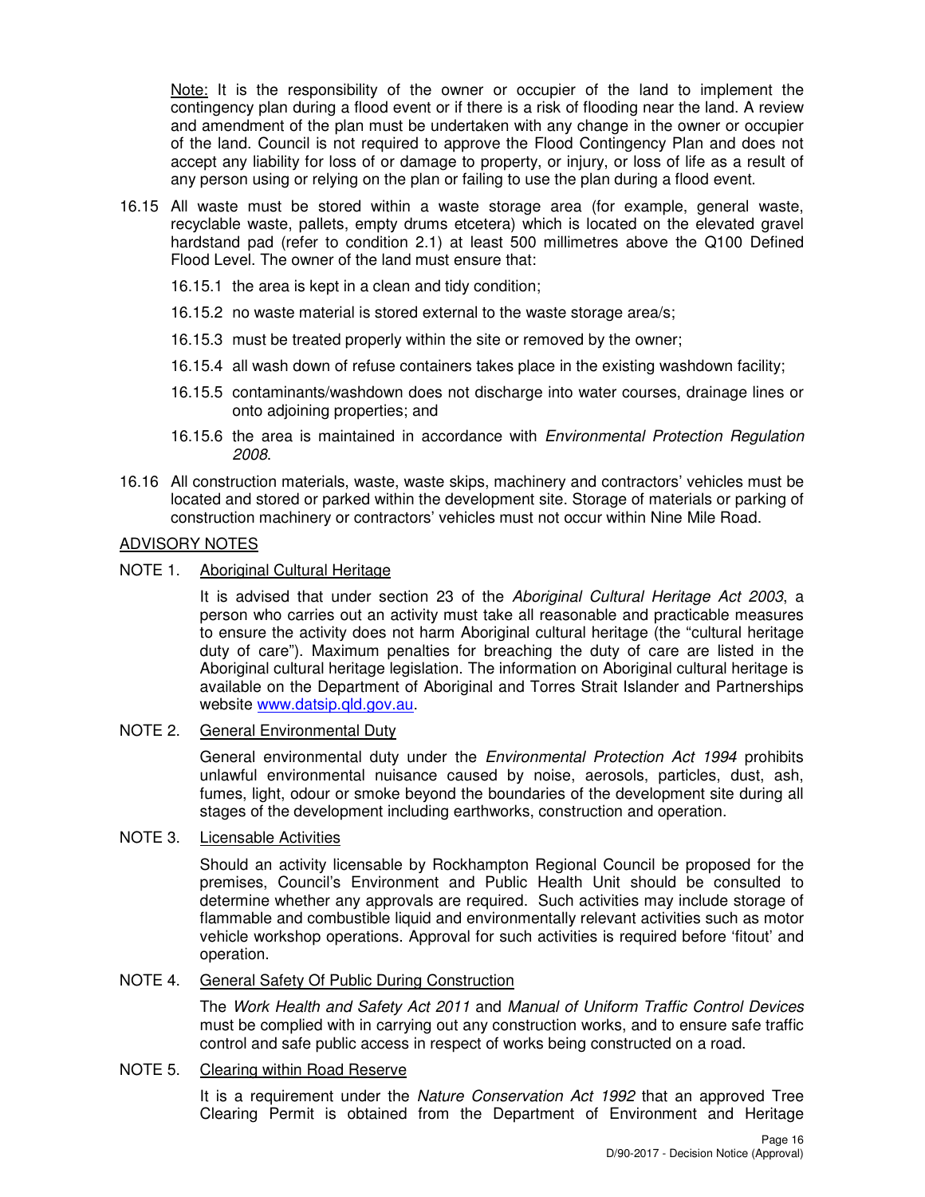Note: It is the responsibility of the owner or occupier of the land to implement the contingency plan during a flood event or if there is a risk of flooding near the land. A review and amendment of the plan must be undertaken with any change in the owner or occupier of the land. Council is not required to approve the Flood Contingency Plan and does not accept any liability for loss of or damage to property, or injury, or loss of life as a result of any person using or relying on the plan or failing to use the plan during a flood event.

16.15 All waste must be stored within a waste storage area (for example, general waste, recyclable waste, pallets, empty drums etcetera) which is located on the elevated gravel hardstand pad (refer to condition 2.1) at least 500 millimetres above the Q100 Defined Flood Level. The owner of the land must ensure that:

16.15.1 the area is kept in a clean and tidy condition;

16.15.2 no waste material is stored external to the waste storage area/s;

16.15.3 must be treated properly within the site or removed by the owner;

16.15.4 all wash down of refuse containers takes place in the existing washdown facility;

16.15.5 contaminants/washdown does not discharge into water courses, drainage lines or onto adjoining properties; and

16.15.6 the area is maintained in accordance with *Environmental Protection Regulation 2008*.

16.16 All construction materials, waste, waste skips, machinery and contractors' vehicles must be located and stored or parked within the development site. Storage of materials or parking of construction machinery or contractors' vehicles must not occur within Nine Mile Road.

## ADVISORY NOTES

NOTE 1. Aboriginal Cultural Heritage

It is advised that under section 23 of the *Aboriginal Cultural Heritage Act 2003*, a person who carries out an activity must take all reasonable and practicable measures to ensure the activity does not harm Aboriginal cultural heritage (the "cultural heritage duty of care"). Maximum penalties for breaching the duty of care are listed in the Aboriginal cultural heritage legislation. The information on Aboriginal cultural heritage is available on the Department of Aboriginal and Torres Strait Islander and Partnerships website www.datsip.qld.gov.au.

NOTE 2. General Environmental Duty

General environmental duty under the *Environmental Protection Act 1994* prohibits unlawful environmental nuisance caused by noise, aerosols, particles, dust, ash, fumes, light, odour or smoke beyond the boundaries of the development site during all stages of the development including earthworks, construction and operation.

NOTE 3. Licensable Activities

Should an activity licensable by Rockhampton Regional Council be proposed for the premises, Council's Environment and Public Health Unit should be consulted to determine whether any approvals are required. Such activities may include storage of flammable and combustible liquid and environmentally relevant activities such as motor vehicle workshop operations. Approval for such activities is required before 'fitout' and operation.

NOTE 4. General Safety Of Public During Construction

The *Work Health and Safety Act 2011* and *Manual of Uniform Traffic Control Devices* must be complied with in carrying out any construction works, and to ensure safe traffic control and safe public access in respect of works being constructed on a road.

NOTE 5. Clearing within Road Reserve

It is a requirement under the *Nature Conservation Act 1992* that an approved Tree Clearing Permit is obtained from the Department of Environment and Heritage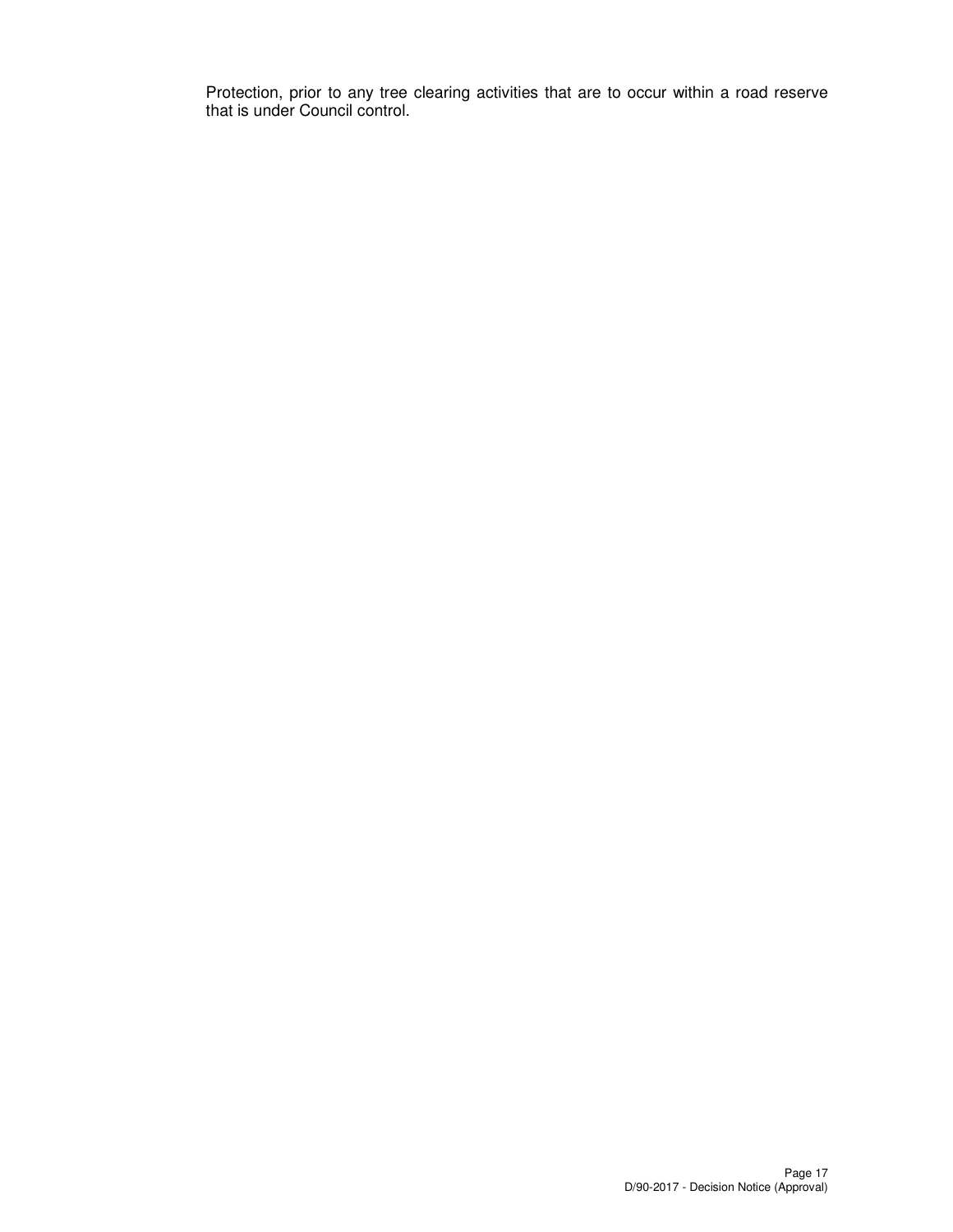Protection, prior to any tree clearing activities that are to occur within a road reserve that is under Council control.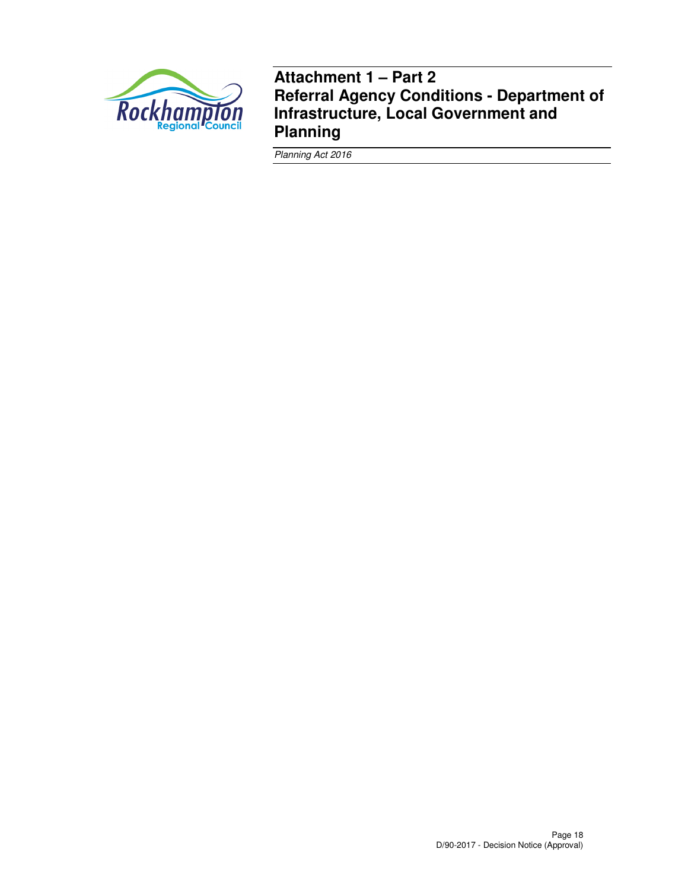# Attachment 1 – Part 2
# Referral Agency Conditions - Department of Infrastructure, Local Government and Planning

*Planning Act 2016*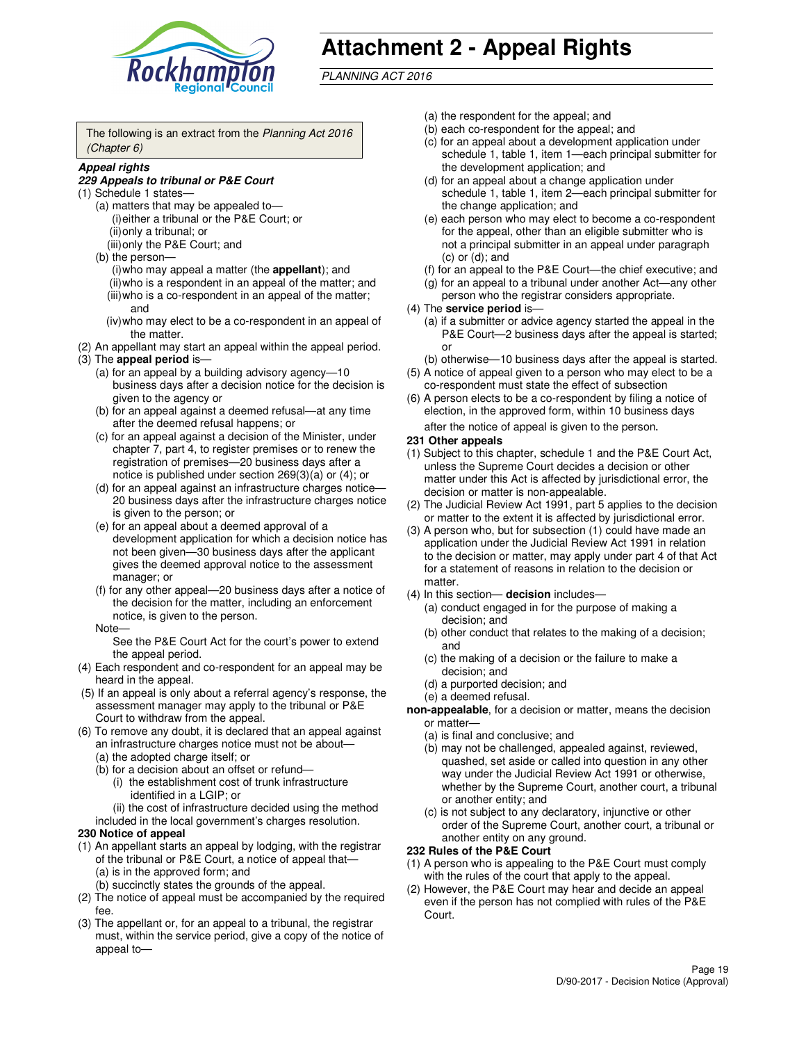# Attachment 2 - Appeal Rights

*PLANNING ACT 2016*

The following is an extract from the *Planning Act 2016 (Chapter 6)*

***Appeal rights***

***229 Appeals to tribunal or P&E Court***

(1) Schedule 1 states—

(a) matters that may be appealed to—

(i) either a tribunal or the P&E Court; or

(ii) only a tribunal; or

(iii) only the P&E Court; and

(b) the person—

(i) who may appeal a matter (the **appellant**); and

(ii) who is a respondent in an appeal of the matter; and

(iii) who is a co-respondent in an appeal of the matter; and

(iv) who may elect to be a co-respondent in an appeal of the matter.

(2) An appellant may start an appeal within the appeal period.

(3) The **appeal period** is—

(a) for an appeal by a building advisory agency—10 business days after a decision notice for the decision is given to the agency or

(b) for an appeal against a deemed refusal—at any time after the deemed refusal happens; or

(c) for an appeal against a decision of the Minister, under chapter 7, part 4, to register premises or to renew the registration of premises—20 business days after a notice is published under section 269(3)(a) or (4); or

(d) for an appeal against an infrastructure charges notice—20 business days after the infrastructure charges notice is given to the person; or

(e) for an appeal about a deemed approval of a development application for which a decision notice has not been given—30 business days after the applicant gives the deemed approval notice to the assessment manager; or

(f) for any other appeal—20 business days after a notice of the decision for the matter, including an enforcement notice, is given to the person.

Note—

See the P&E Court Act for the court's power to extend the appeal period.

(4) Each respondent and co-respondent for an appeal may be heard in the appeal.

(5) If an appeal is only about a referral agency's response, the assessment manager may apply to the tribunal or P&E Court to withdraw from the appeal.

(6) To remove any doubt, it is declared that an appeal against an infrastructure charges notice must not be about—

(a) the adopted charge itself; or

(b) for a decision about an offset or refund—

(i) the establishment cost of trunk infrastructure identified in a LGIP; or

(ii) the cost of infrastructure decided using the method included in the local government's charges resolution.

**230 Notice of appeal**

(1) An appellant starts an appeal by lodging, with the registrar of the tribunal or P&E Court, a notice of appeal that—

(a) is in the approved form; and

(b) succinctly states the grounds of the appeal.

(2) The notice of appeal must be accompanied by the required fee.

(3) The appellant or, for an appeal to a tribunal, the registrar must, within the service period, give a copy of the notice of appeal to—

(a) the respondent for the appeal; and

(b) each co-respondent for the appeal; and

(c) for an appeal about a development application under schedule 1, table 1, item 1—each principal submitter for the development application; and

(d) for an appeal about a change application under schedule 1, table 1, item 2—each principal submitter for the change application; and

(e) each person who may elect to become a co-respondent for the appeal, other than an eligible submitter who is not a principal submitter in an appeal under paragraph (c) or (d); and

(f) for an appeal to the P&E Court—the chief executive; and

(g) for an appeal to a tribunal under another Act—any other person who the registrar considers appropriate.

(4) The **service period** is—

(a) if a submitter or advice agency started the appeal in the P&E Court—2 business days after the appeal is started; or

(b) otherwise—10 business days after the appeal is started.

(5) A notice of appeal given to a person who may elect to be a co-respondent must state the effect of subsection

(6) A person elects to be a co-respondent by filing a notice of election, in the approved form, within 10 business days after the notice of appeal is given to the person.

**231 Other appeals**

(1) Subject to this chapter, schedule 1 and the P&E Court Act, unless the Supreme Court decides a decision or other matter under this Act is affected by jurisdictional error, the decision or matter is non-appealable.

(2) The Judicial Review Act 1991, part 5 applies to the decision or matter to the extent it is affected by jurisdictional error.

(3) A person who, but for subsection (1) could have made an application under the Judicial Review Act 1991 in relation to the decision or matter, may apply under part 4 of that Act for a statement of reasons in relation to the decision or matter.

(4) In this section— **decision** includes—

(a) conduct engaged in for the purpose of making a decision; and

(b) other conduct that relates to the making of a decision; and

(c) the making of a decision or the failure to make a decision; and

(d) a purported decision; and

(e) a deemed refusal.

**non-appealable**, for a decision or matter, means the decision or matter—

(a) is final and conclusive; and

(b) may not be challenged, appealed against, reviewed, quashed, set aside or called into question in any other way under the Judicial Review Act 1991 or otherwise, whether by the Supreme Court, another court, a tribunal or another entity; and

(c) is not subject to any declaratory, injunctive or other order of the Supreme Court, another court, a tribunal or another entity on any ground.

**232 Rules of the P&E Court**

(1) A person who is appealing to the P&E Court must comply with the rules of the court that apply to the appeal.

(2) However, the P&E Court may hear and decide an appeal even if the person has not complied with rules of the P&E Court.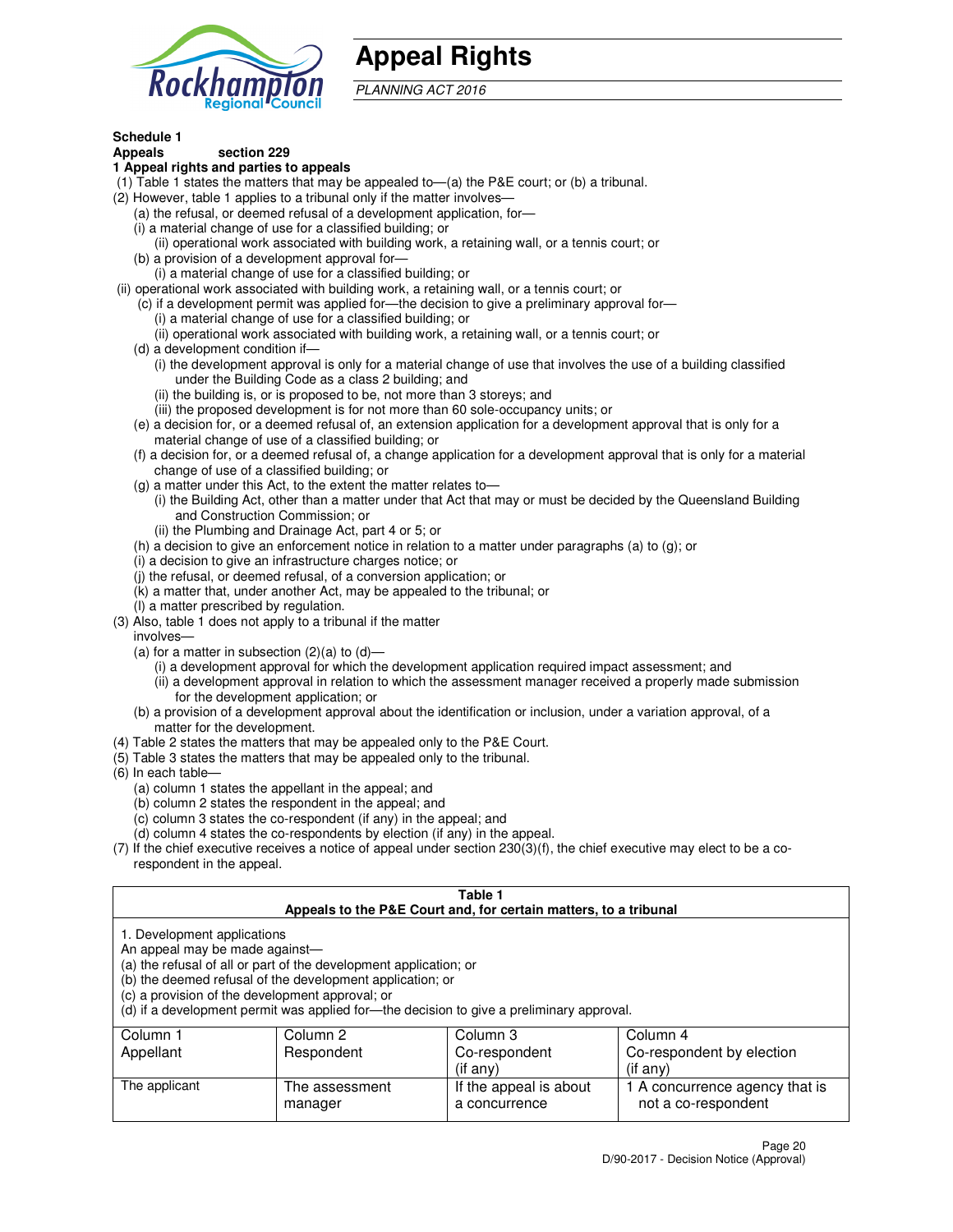# Appeal Rights

*PLANNING ACT 2016*

**Schedule 1**

**Appeals section 229**

**1 Appeal rights and parties to appeals**

(1) Table 1 states the matters that may be appealed to—(a) the P&E court; or (b) a tribunal.

(2) However, table 1 applies to a tribunal only if the matter involves—

(a) the refusal, or deemed refusal of a development application, for—

(i) a material change of use for a classified building; or

(ii) operational work associated with building work, a retaining wall, or a tennis court; or

(b) a provision of a development approval for—

(i) a material change of use for a classified building; or

(ii) operational work associated with building work, a retaining wall, or a tennis court; or

(c) if a development permit was applied for—the decision to give a preliminary approval for—

(i) a material change of use for a classified building; or

(ii) operational work associated with building work, a retaining wall, or a tennis court; or

(d) a development condition if—

(i) the development approval is only for a material change of use that involves the use of a building classified under the Building Code as a class 2 building; and

(ii) the building is, or is proposed to be, not more than 3 storeys; and

(iii) the proposed development is for not more than 60 sole-occupancy units; or

(e) a decision for, or a deemed refusal of, an extension application for a development approval that is only for a material change of use of a classified building; or

(f) a decision for, or a deemed refusal of, a change application for a development approval that is only for a material change of use of a classified building; or

(g) a matter under this Act, to the extent the matter relates to—

(i) the Building Act, other than a matter under that Act that may or must be decided by the Queensland Building and Construction Commission; or

(ii) the Plumbing and Drainage Act, part 4 or 5; or

(h) a decision to give an enforcement notice in relation to a matter under paragraphs (a) to (g); or

(i) a decision to give an infrastructure charges notice; or

(j) the refusal, or deemed refusal, of a conversion application; or

(k) a matter that, under another Act, may be appealed to the tribunal; or

(l) a matter prescribed by regulation.

(3) Also, table 1 does not apply to a tribunal if the matter involves—

(a) for a matter in subsection (2)(a) to (d)—

(i) a development approval for which the development application required impact assessment; and

(ii) a development approval in relation to which the assessment manager received a properly made submission for the development application; or

(b) a provision of a development approval about the identification or inclusion, under a variation approval, of a matter for the development.

(4) Table 2 states the matters that may be appealed only to the P&E Court.

(5) Table 3 states the matters that may be appealed only to the tribunal.

(6) In each table—

(a) column 1 states the appellant in the appeal; and

(b) column 2 states the respondent in the appeal; and

(c) column 3 states the co-respondent (if any) in the appeal; and

(d) column 4 states the co-respondents by election (if any) in the appeal.

(7) If the chief executive receives a notice of appeal under section 230(3)(f), the chief executive may elect to be a co-respondent in the appeal.

**Table 1**
**Appeals to the P&E Court and, for certain matters, to a tribunal**

1. Development applications

An appeal may be made against—

(a) the refusal of all or part of the development application; or

(b) the deemed refusal of the development application; or

(c) a provision of the development approval; or

(d) if a development permit was applied for—the decision to give a preliminary approval.

| Column 1<br>Appellant | Column 2<br>Respondent | Column 3<br>Co-respondent<br>(if any) | Column 4<br>Co-respondent by election<br>(if any) |
|---|---|---|---|
| The applicant | The assessment manager | If the appeal is about a concurrence | 1 A concurrence agency that is not a co-respondent |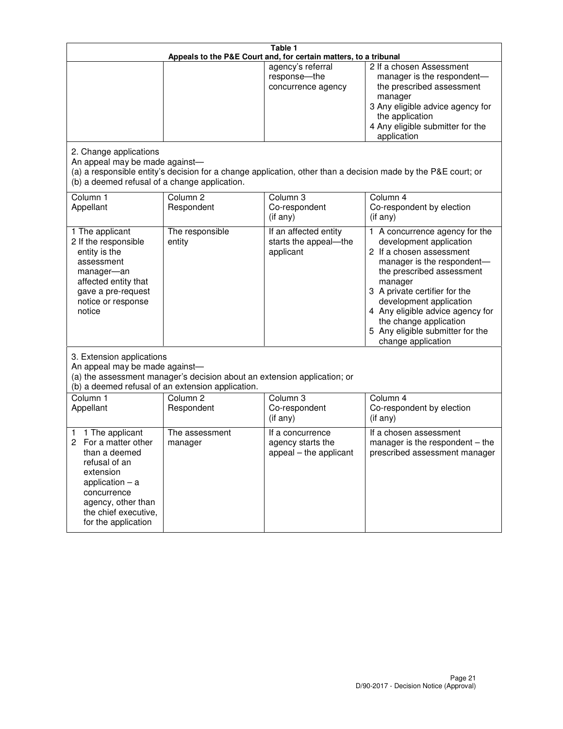**Table 1**
**Appeals to the P&E Court and, for certain matters, to a tribunal**

| | | | |
|---|---|---|---|
| | | agency's referral response—the concurrence agency | 2 If a chosen Assessment manager is the respondent—the prescribed assessment manager<br>3 Any eligible advice agency for the application<br>4 Any eligible submitter for the application |

2. Change applications
An appeal may be made against—
(a) a responsible entity's decision for a change application, other than a decision made by the P&E court; or
(b) a deemed refusal of a change application.

| Column 1<br>Appellant | Column 2<br>Respondent | Column 3<br>Co-respondent<br>(if any) | Column 4<br>Co-respondent by election<br>(if any) |
|---|---|---|---|
| 1 The applicant<br>2 If the responsible entity is the assessment manager—an affected entity that gave a pre-request notice or response notice | The responsible entity | If an affected entity starts the appeal—the applicant | 1 A concurrence agency for the development application<br>2 If a chosen assessment manager is the respondent—the prescribed assessment manager<br>3 A private certifier for the development application<br>4 Any eligible advice agency for the change application<br>5 Any eligible submitter for the change application |

3. Extension applications
An appeal may be made against—
(a) the assessment manager's decision about an extension application; or
(b) a deemed refusal of an extension application.

| Column 1<br>Appellant | Column 2<br>Respondent | Column 3<br>Co-respondent<br>(if any) | Column 4<br>Co-respondent by election<br>(if any) |
|---|---|---|---|
| 1 1 The applicant<br>2 For a matter other than a deemed refusal of an extension application – a concurrence agency, other than the chief executive, for the application | The assessment manager | If a concurrence agency starts the appeal – the applicant | If a chosen assessment manager is the respondent – the prescribed assessment manager |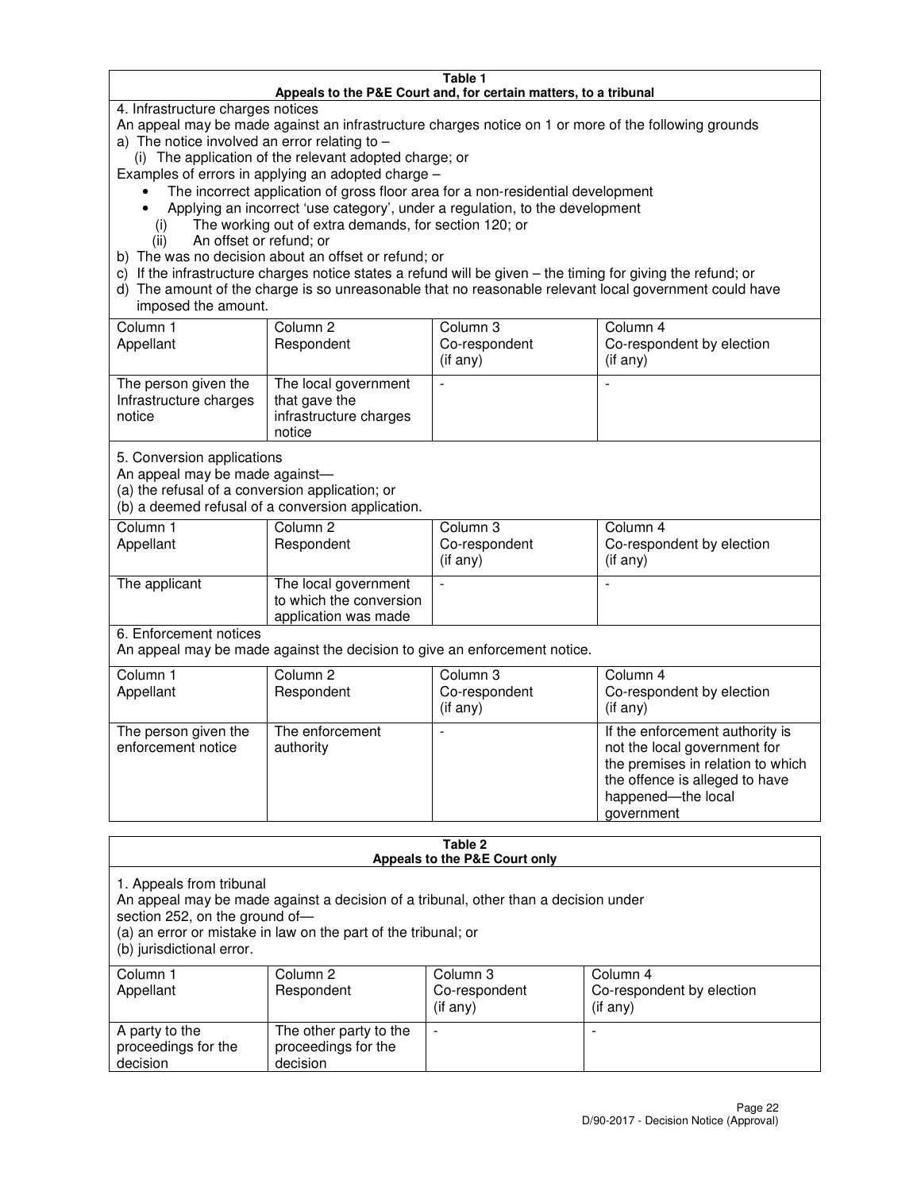**Table 1**
**Appeals to the P&E Court and, for certain matters, to a tribunal**

4. Infrastructure charges notices

An appeal may be made against an infrastructure charges notice on 1 or more of the following grounds

a) The notice involved an error relating to –

   (i) The application of the relevant adopted charge; or

Examples of errors in applying an adopted charge –

- The incorrect application of gross floor area for a non-residential development
- Applying an incorrect 'use category', under a regulation, to the development

   (i) The working out of extra demands, for section 120; or

   (ii) An offset or refund; or

b) The was no decision about an offset or refund; or

c) If the infrastructure charges notice states a refund will be given – the timing for giving the refund; or

d) The amount of the charge is so unreasonable that no reasonable relevant local government could have imposed the amount.

| Column 1<br>Appellant | Column 2<br>Respondent | Column 3<br>Co-respondent<br>(if any) | Column 4<br>Co-respondent by election<br>(if any) |
|---|---|---|---|
| The person given the Infrastructure charges notice | The local government that gave the infrastructure charges notice | - | - |

5. Conversion applications

An appeal may be made against—

(a) the refusal of a conversion application; or

(b) a deemed refusal of a conversion application.

| Column 1<br>Appellant | Column 2<br>Respondent | Column 3<br>Co-respondent<br>(if any) | Column 4<br>Co-respondent by election<br>(if any) |
|---|---|---|---|
| The applicant | The local government to which the conversion application was made | - | - |

6. Enforcement notices

An appeal may be made against the decision to give an enforcement notice.

| Column 1<br>Appellant | Column 2<br>Respondent | Column 3<br>Co-respondent<br>(if any) | Column 4<br>Co-respondent by election<br>(if any) |
|---|---|---|---|
| The person given the enforcement notice | The enforcement authority | - | If the enforcement authority is not the local government for the premises in relation to which the offence is alleged to have happened—the local government |

**Table 2**
**Appeals to the P&E Court only**

1. Appeals from tribunal

An appeal may be made against a decision of a tribunal, other than a decision under section 252, on the ground of—

(a) an error or mistake in law on the part of the tribunal; or

(b) jurisdictional error.

| Column 1<br>Appellant | Column 2<br>Respondent | Column 3<br>Co-respondent<br>(if any) | Column 4<br>Co-respondent by election<br>(if any) |
|---|---|---|---|
| A party to the proceedings for the decision | The other party to the proceedings for the decision | - | - |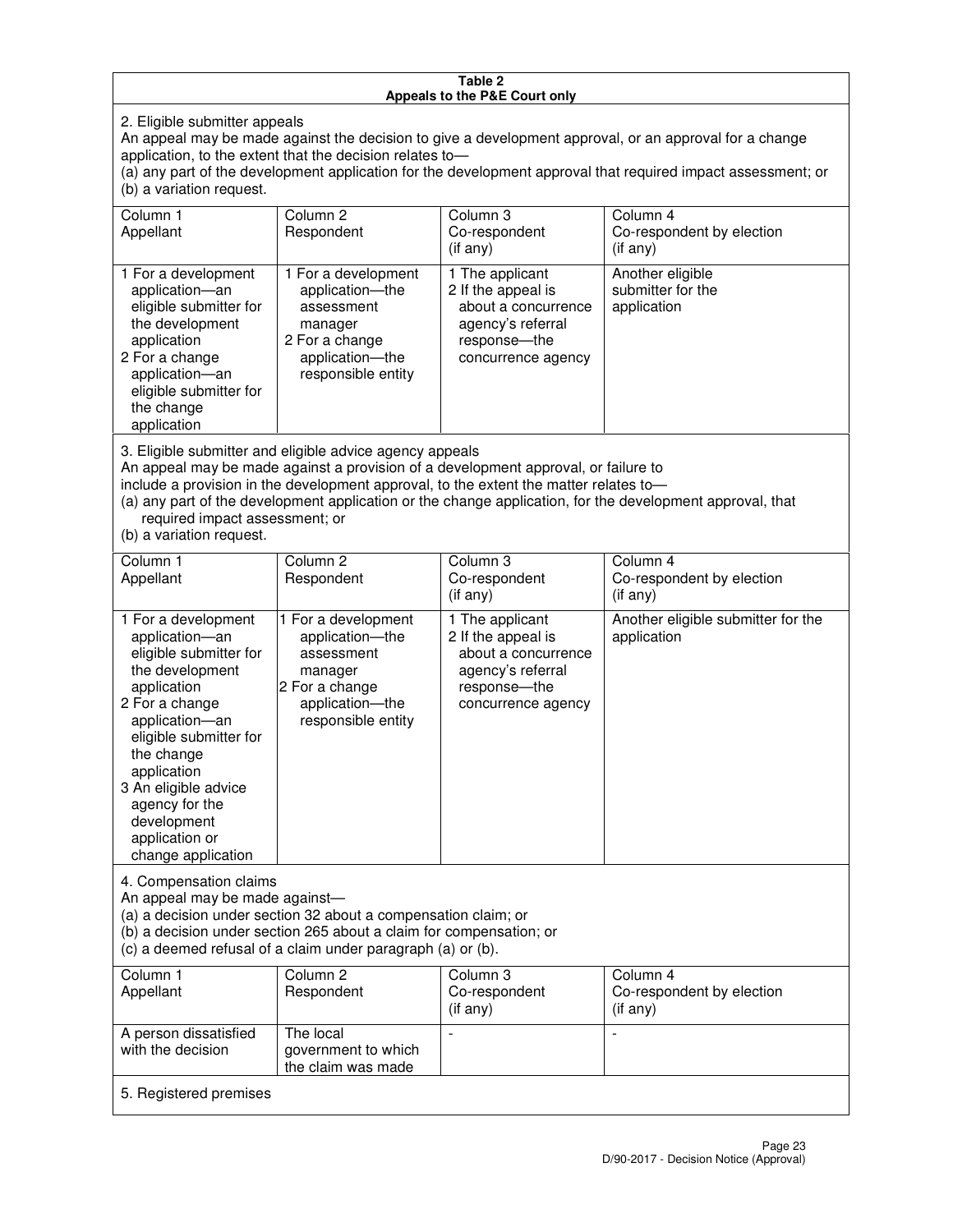**Table 2**
**Appeals to the P&E Court only**

2. Eligible submitter appeals

An appeal may be made against the decision to give a development approval, or an approval for a change application, to the extent that the decision relates to—

(a) any part of the development application for the development approval that required impact assessment; or

(b) a variation request.

| Column 1<br>Appellant | Column 2<br>Respondent | Column 3<br>Co-respondent<br>(if any) | Column 4<br>Co-respondent by election<br>(if any) |
|---|---|---|---|
| 1 For a development application—an eligible submitter for the development application<br>2 For a change application—an eligible submitter for the change application | 1 For a development application—the assessment manager<br>2 For a change application—the responsible entity | 1 The applicant<br>2 If the appeal is about a concurrence agency's referral response—the concurrence agency | Another eligible submitter for the application |

3. Eligible submitter and eligible advice agency appeals

An appeal may be made against a provision of a development approval, or failure to include a provision in the development approval, to the extent the matter relates to—

(a) any part of the development application or the change application, for the development approval, that required impact assessment; or

(b) a variation request.

| Column 1<br>Appellant | Column 2<br>Respondent | Column 3<br>Co-respondent<br>(if any) | Column 4<br>Co-respondent by election<br>(if any) |
|---|---|---|---|
| 1 For a development application—an eligible submitter for the development application<br>2 For a change application—an eligible submitter for the change application<br>3 An eligible advice agency for the development application or change application | 1 For a development application—the assessment manager<br>2 For a change application—the responsible entity | 1 The applicant<br>2 If the appeal is about a concurrence agency's referral response—the concurrence agency | Another eligible submitter for the application |

4. Compensation claims

An appeal may be made against—

(a) a decision under section 32 about a compensation claim; or

(b) a decision under section 265 about a claim for compensation; or

(c) a deemed refusal of a claim under paragraph (a) or (b).

| Column 1<br>Appellant | Column 2<br>Respondent | Column 3<br>Co-respondent<br>(if any) | Column 4<br>Co-respondent by election<br>(if any) |
|---|---|---|---|
| A person dissatisfied with the decision | The local government to which the claim was made | - | - |

5. Registered premises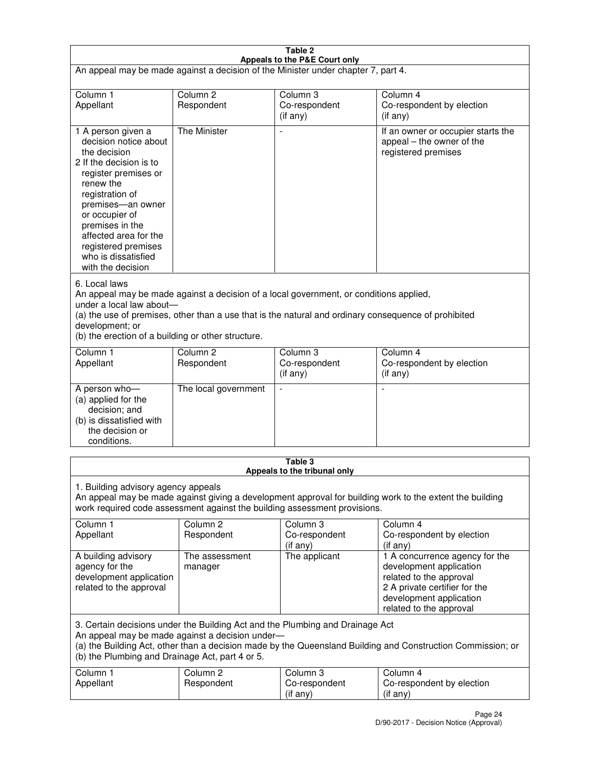**Table 2**
**Appeals to the P&E Court only**

An appeal may be made against a decision of the Minister under chapter 7, part 4.

| Column 1<br>Appellant | Column 2<br>Respondent | Column 3<br>Co-respondent<br>(if any) | Column 4<br>Co-respondent by election<br>(if any) |
|---|---|---|---|
| 1 A person given a decision notice about the decision<br>2 If the decision is to register premises or renew the registration of premises—an owner or occupier of premises in the affected area for the registered premises who is dissatisfied with the decision | The Minister | - | If an owner or occupier starts the appeal – the owner of the registered premises |

6. Local laws
An appeal may be made against a decision of a local government, or conditions applied, under a local law about—
(a) the use of premises, other than a use that is the natural and ordinary consequence of prohibited development; or
(b) the erection of a building or other structure.

| Column 1<br>Appellant | Column 2<br>Respondent | Column 3<br>Co-respondent<br>(if any) | Column 4<br>Co-respondent by election<br>(if any) |
|---|---|---|---|
| A person who—<br>(a) applied for the decision; and<br>(b) is dissatisfied with the decision or conditions. | The local government | - | - |

**Table 3**
**Appeals to the tribunal only**

1. Building advisory agency appeals
An appeal may be made against giving a development approval for building work to the extent the building work required code assessment against the building assessment provisions.

| Column 1<br>Appellant | Column 2<br>Respondent | Column 3<br>Co-respondent<br>(if any) | Column 4<br>Co-respondent by election<br>(if any) |
|---|---|---|---|
| A building advisory agency for the development application related to the approval | The assessment manager | The applicant | 1 A concurrence agency for the development application related to the approval<br>2 A private certifier for the development application related to the approval |

3. Certain decisions under the Building Act and the Plumbing and Drainage Act
An appeal may be made against a decision under—
(a) the Building Act, other than a decision made by the Queensland Building and Construction Commission; or
(b) the Plumbing and Drainage Act, part 4 or 5.

| Column 1<br>Appellant | Column 2<br>Respondent | Column 3<br>Co-respondent<br>(if any) | Column 4<br>Co-respondent by election<br>(if any) |
|---|---|---|---|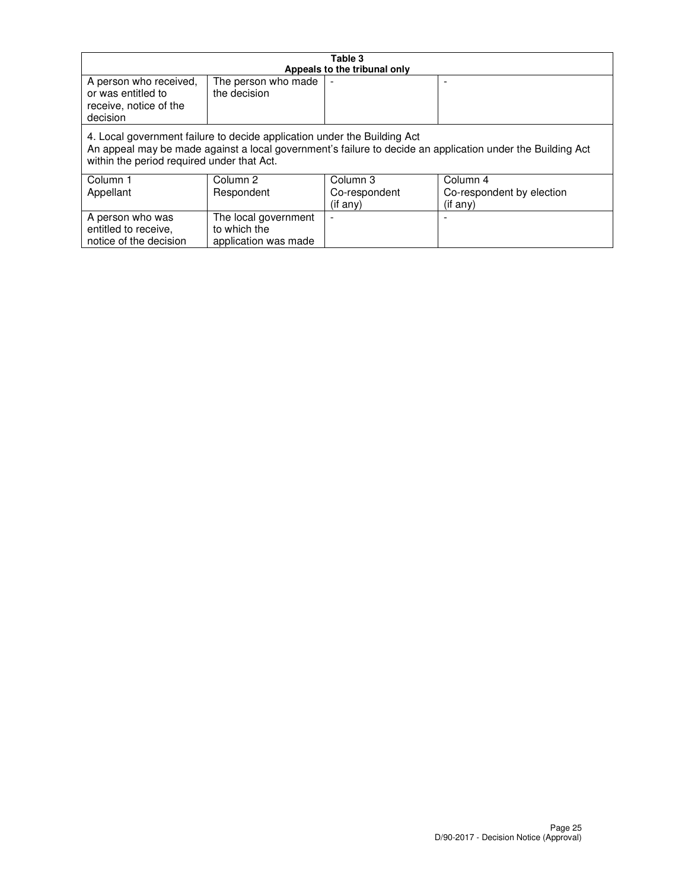| Table 3<br>Appeals to the tribunal only | | | |
|---|---|---|---|
| A person who received, or was entitled to receive, notice of the decision | The person who made the decision | - | - |

4. Local government failure to decide application under the Building Act
An appeal may be made against a local government's failure to decide an application under the Building Act within the period required under that Act.

| Column 1<br>Appellant | Column 2<br>Respondent | Column 3<br>Co-respondent<br>(if any) | Column 4<br>Co-respondent by election<br>(if any) |
|---|---|---|---|
| A person who was entitled to receive, notice of the decision | The local government to which the application was made | - | - |